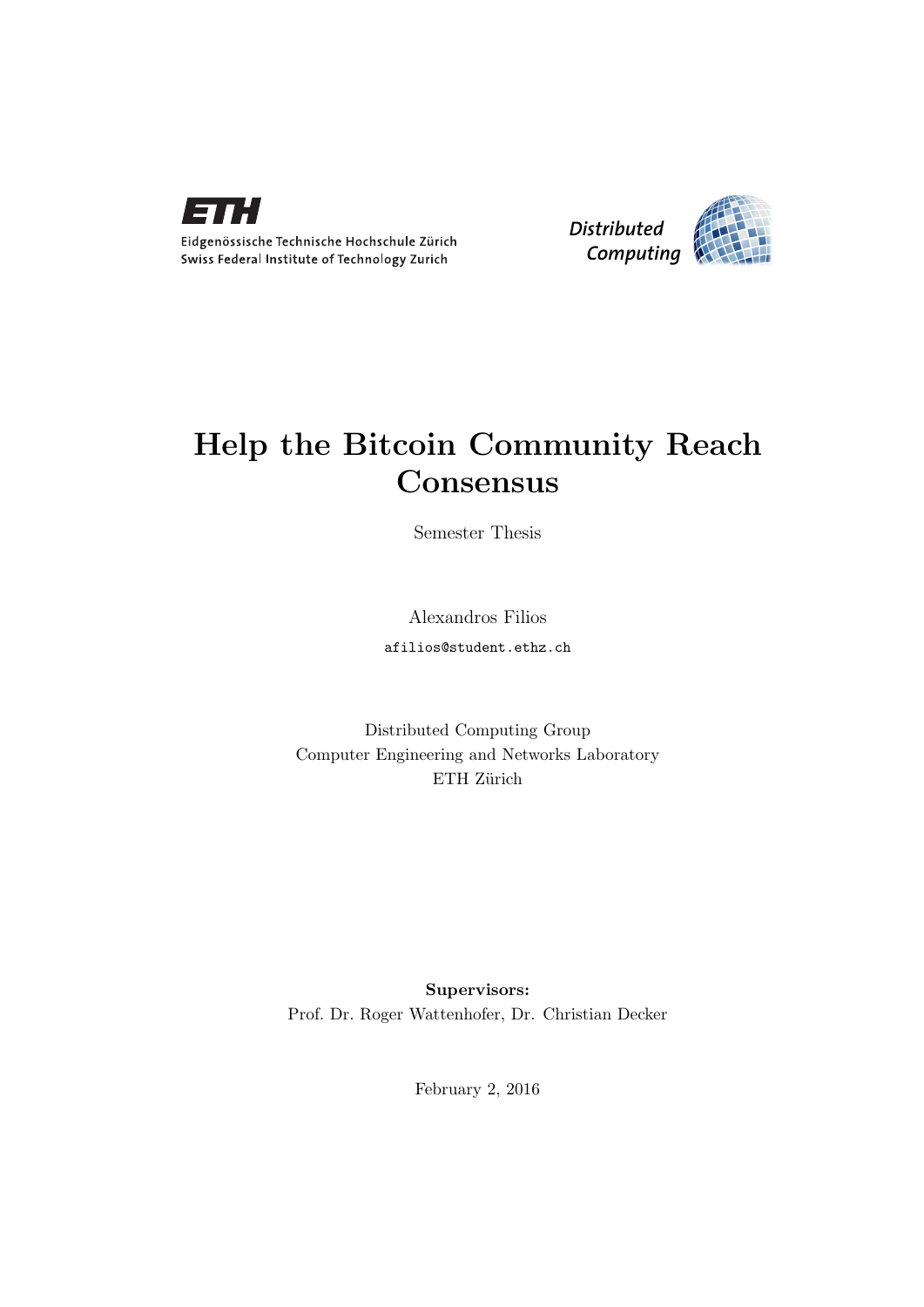Eidgenössische Technische Hochschule Zürich
Swiss Federal Institute of Technology Zurich

Distributed Computing

# Help the Bitcoin Community Reach Consensus

Semester Thesis

Alexandros Filios

afilios@student.ethz.ch

Distributed Computing Group
Computer Engineering and Networks Laboratory
ETH Zürich

**Supervisors:**
Prof. Dr. Roger Wattenhofer, Dr. Christian Decker

February 2, 2016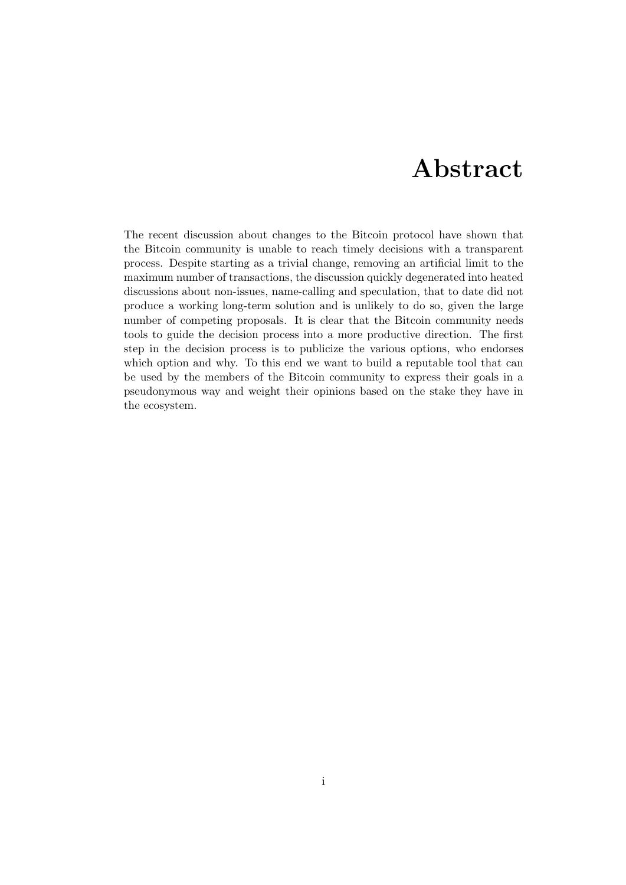# Abstract

The recent discussion about changes to the Bitcoin protocol have shown that the Bitcoin community is unable to reach timely decisions with a transparent process. Despite starting as a trivial change, removing an artificial limit to the maximum number of transactions, the discussion quickly degenerated into heated discussions about non-issues, name-calling and speculation, that to date did not produce a working long-term solution and is unlikely to do so, given the large number of competing proposals. It is clear that the Bitcoin community needs tools to guide the decision process into a more productive direction. The first step in the decision process is to publicize the various options, who endorses which option and why. To this end we want to build a reputable tool that can be used by the members of the Bitcoin community to express their goals in a pseudonymous way and weight their opinions based on the stake they have in the ecosystem.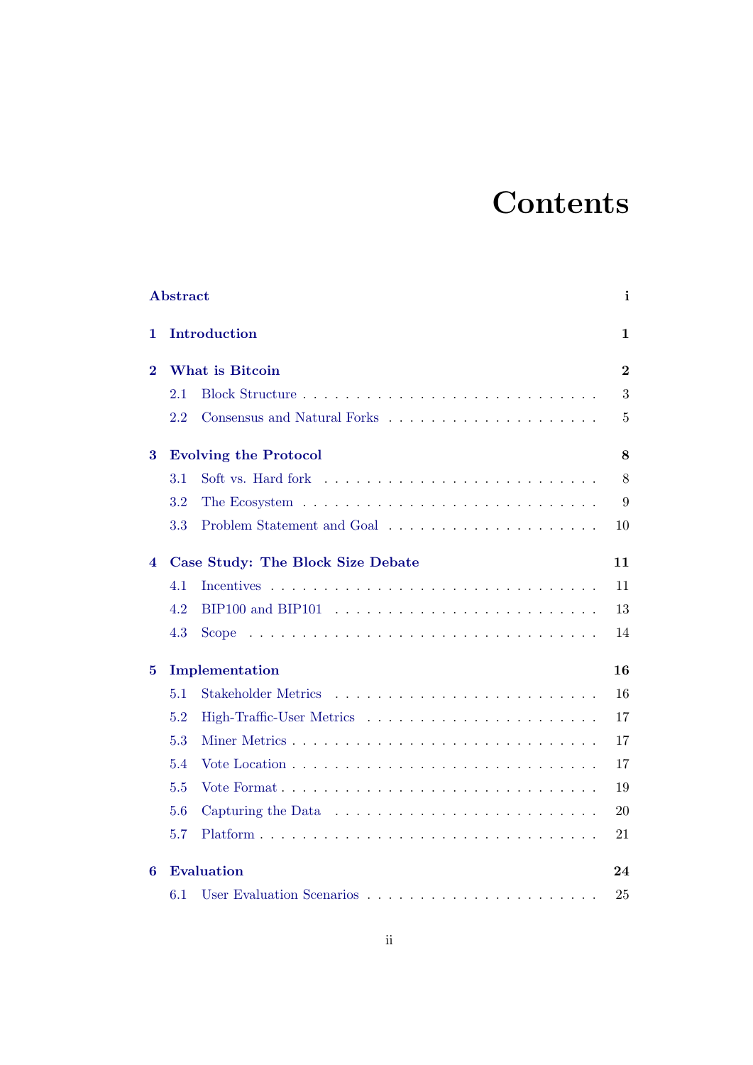# Contents

| | |
|---|---|
| **Abstract** | **i** |
| **1 Introduction** | **1** |
| **2 What is Bitcoin** | **2** |
| 2.1 Block Structure | 3 |
| 2.2 Consensus and Natural Forks | 5 |
| **3 Evolving the Protocol** | **8** |
| 3.1 Soft vs. Hard fork | 8 |
| 3.2 The Ecosystem | 9 |
| 3.3 Problem Statement and Goal | 10 |
| **4 Case Study: The Block Size Debate** | **11** |
| 4.1 Incentives | 11 |
| 4.2 BIP100 and BIP101 | 13 |
| 4.3 Scope | 14 |
| **5 Implementation** | **16** |
| 5.1 Stakeholder Metrics | 16 |
| 5.2 High-Traffic-User Metrics | 17 |
| 5.3 Miner Metrics | 17 |
| 5.4 Vote Location | 17 |
| 5.5 Vote Format | 19 |
| 5.6 Capturing the Data | 20 |
| 5.7 Platform | 21 |
| **6 Evaluation** | **24** |
| 6.1 User Evaluation Scenarios | 25 |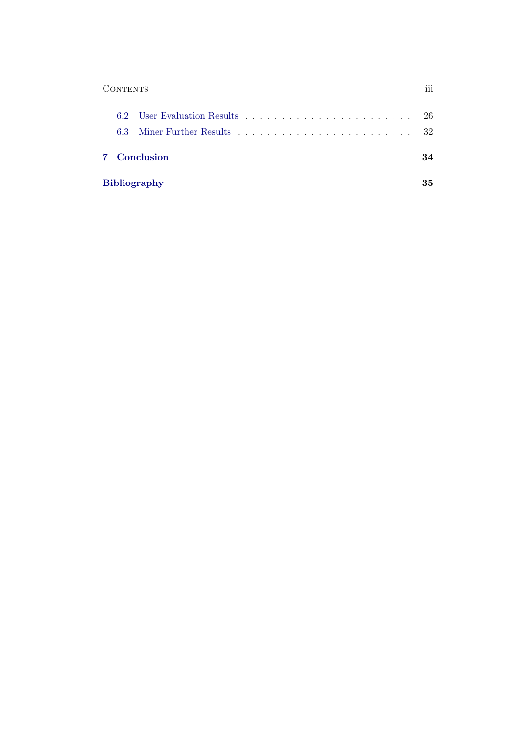6.2 User Evaluation Results . . . . . . . . . . . . . . . . . . . . . . . 26
6.3 Miner Further Results . . . . . . . . . . . . . . . . . . . . . . . 32

**7 Conclusion** **34**

**Bibliography** **35**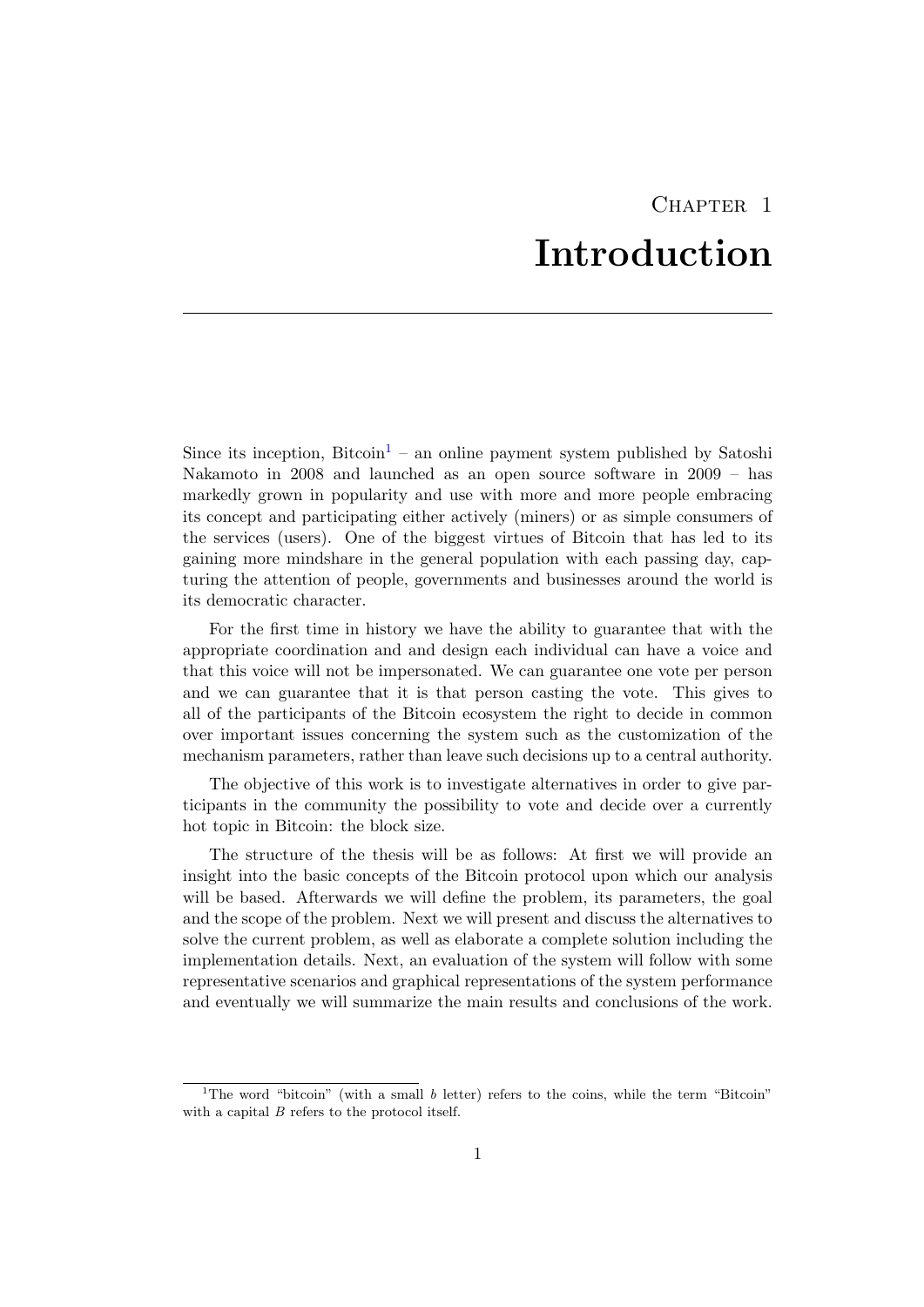# Chapter 1
# Introduction

Since its inception, Bitcoin[1] – an online payment system published by Satoshi Nakamoto in 2008 and launched as an open source software in 2009 – has markedly grown in popularity and use with more and more people embracing its concept and participating either actively (miners) or as simple consumers of the services (users). One of the biggest virtues of Bitcoin that has led to its gaining more mindshare in the general population with each passing day, capturing the attention of people, governments and businesses around the world is its democratic character.

For the first time in history we have the ability to guarantee that with the appropriate coordination and and design each individual can have a voice and that this voice will not be impersonated. We can guarantee one vote per person and we can guarantee that it is that person casting the vote. This gives to all of the participants of the Bitcoin ecosystem the right to decide in common over important issues concerning the system such as the customization of the mechanism parameters, rather than leave such decisions up to a central authority.

The objective of this work is to investigate alternatives in order to give participants in the community the possibility to vote and decide over a currently hot topic in Bitcoin: the block size.

The structure of the thesis will be as follows: At first we will provide an insight into the basic concepts of the Bitcoin protocol upon which our analysis will be based. Afterwards we will define the problem, its parameters, the goal and the scope of the problem. Next we will present and discuss the alternatives to solve the current problem, as well as elaborate a complete solution including the implementation details. Next, an evaluation of the system will follow with some representative scenarios and graphical representations of the system performance and eventually we will summarize the main results and conclusions of the work.

[1] The word "bitcoin" (with a small *b* letter) refers to the coins, while the term "Bitcoin" with a capital *B* refers to the protocol itself.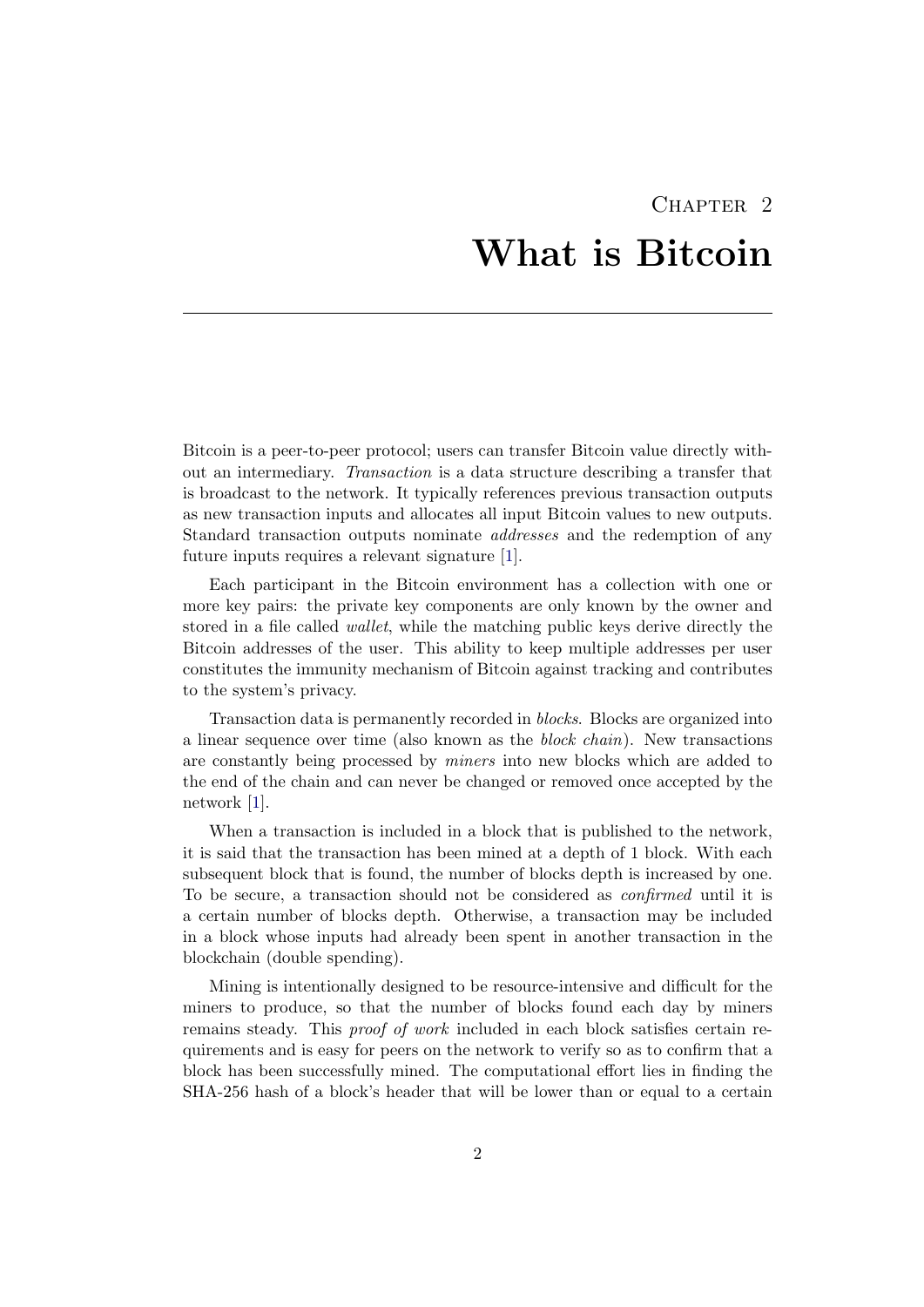# Chapter 2

# What is Bitcoin

Bitcoin is a peer-to-peer protocol; users can transfer Bitcoin value directly without an intermediary. *Transaction* is a data structure describing a transfer that is broadcast to the network. It typically references previous transaction outputs as new transaction inputs and allocates all input Bitcoin values to new outputs. Standard transaction outputs nominate *addresses* and the redemption of any future inputs requires a relevant signature [1].

Each participant in the Bitcoin environment has a collection with one or more key pairs: the private key components are only known by the owner and stored in a file called *wallet*, while the matching public keys derive directly the Bitcoin addresses of the user. This ability to keep multiple addresses per user constitutes the immunity mechanism of Bitcoin against tracking and contributes to the system's privacy.

Transaction data is permanently recorded in *blocks*. Blocks are organized into a linear sequence over time (also known as the *block chain*). New transactions are constantly being processed by *miners* into new blocks which are added to the end of the chain and can never be changed or removed once accepted by the network [1].

When a transaction is included in a block that is published to the network, it is said that the transaction has been mined at a depth of 1 block. With each subsequent block that is found, the number of blocks depth is increased by one. To be secure, a transaction should not be considered as *confirmed* until it is a certain number of blocks depth. Otherwise, a transaction may be included in a block whose inputs had already been spent in another transaction in the blockchain (double spending).

Mining is intentionally designed to be resource-intensive and difficult for the miners to produce, so that the number of blocks found each day by miners remains steady. This *proof of work* included in each block satisfies certain requirements and is easy for peers on the network to verify so as to confirm that a block has been successfully mined. The computational effort lies in finding the SHA-256 hash of a block's header that will be lower than or equal to a certain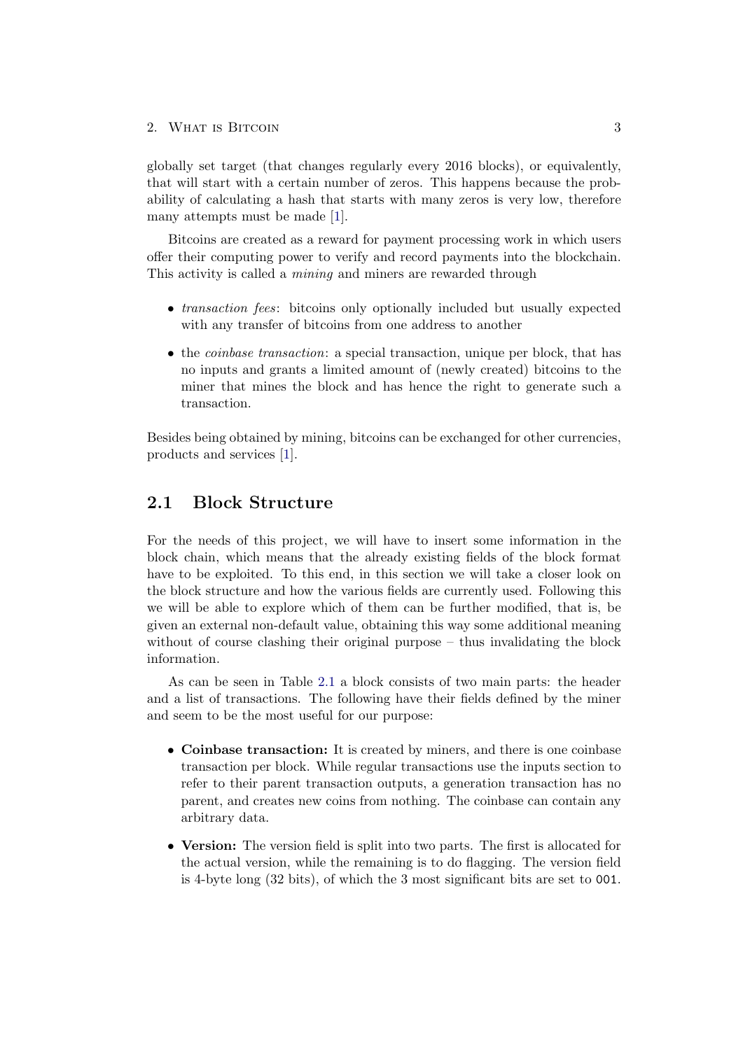globally set target (that changes regularly every 2016 blocks), or equivalently, that will start with a certain number of zeros. This happens because the probability of calculating a hash that starts with many zeros is very low, therefore many attempts must be made [1].

Bitcoins are created as a reward for payment processing work in which users offer their computing power to verify and record payments into the blockchain. This activity is called a *mining* and miners are rewarded through

- *transaction fees*: bitcoins only optionally included but usually expected with any transfer of bitcoins from one address to another
- the *coinbase transaction*: a special transaction, unique per block, that has no inputs and grants a limited amount of (newly created) bitcoins to the miner that mines the block and has hence the right to generate such a transaction.

Besides being obtained by mining, bitcoins can be exchanged for other currencies, products and services [1].

## 2.1 Block Structure

For the needs of this project, we will have to insert some information in the block chain, which means that the already existing fields of the block format have to be exploited. To this end, in this section we will take a closer look on the block structure and how the various fields are currently used. Following this we will be able to explore which of them can be further modified, that is, be given an external non-default value, obtaining this way some additional meaning without of course clashing their original purpose – thus invalidating the block information.

As can be seen in Table 2.1 a block consists of two main parts: the header and a list of transactions. The following have their fields defined by the miner and seem to be the most useful for our purpose:

- **Coinbase transaction:** It is created by miners, and there is one coinbase transaction per block. While regular transactions use the inputs section to refer to their parent transaction outputs, a generation transaction has no parent, and creates new coins from nothing. The coinbase can contain any arbitrary data.
- **Version:** The version field is split into two parts. The first is allocated for the actual version, while the remaining is to do flagging. The version field is 4-byte long (32 bits), of which the 3 most significant bits are set to `001`.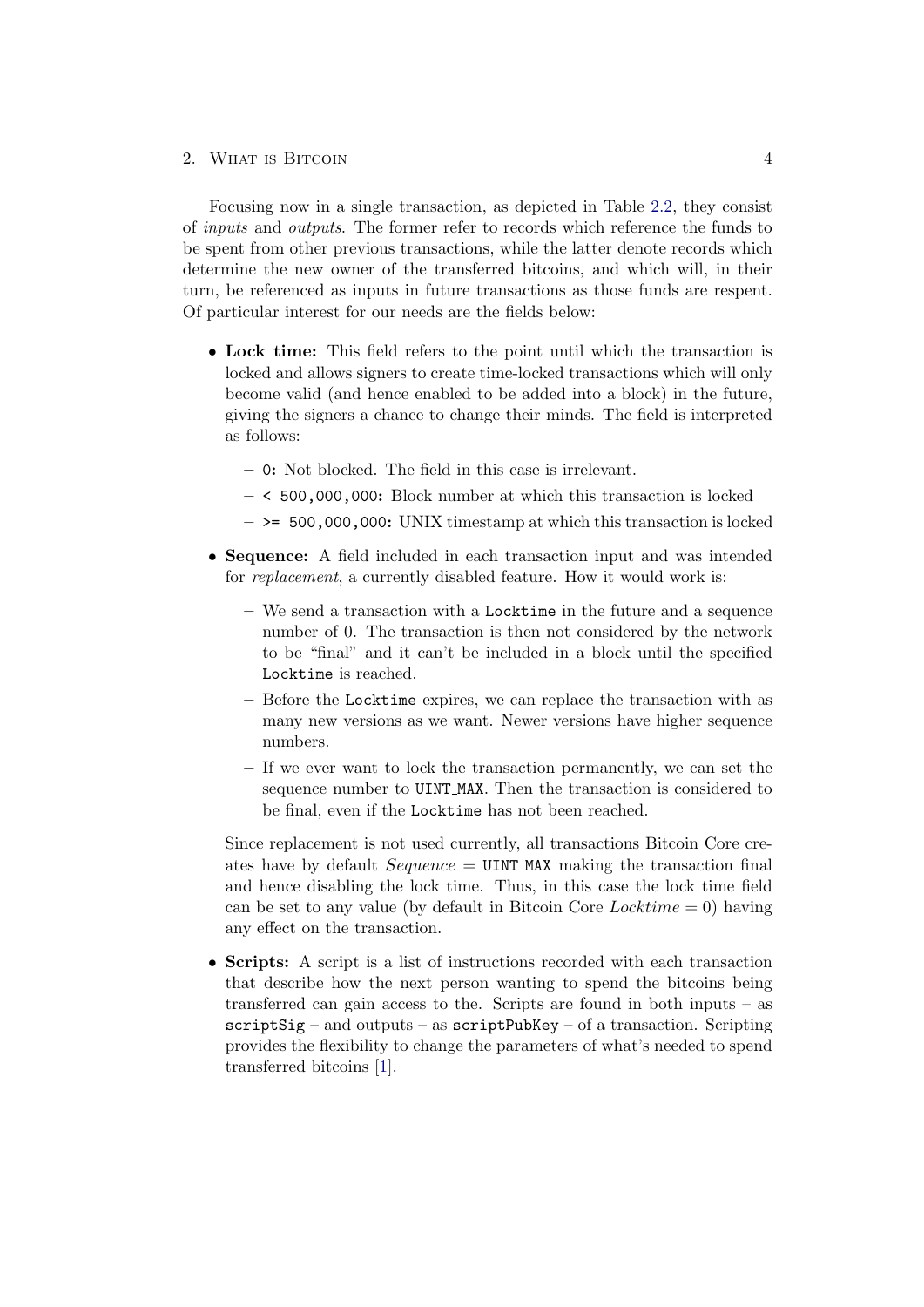Focusing now in a single transaction, as depicted in Table 2.2, they consist of *inputs* and *outputs*. The former refer to records which reference the funds to be spent from other previous transactions, while the latter denote records which determine the new owner of the transferred bitcoins, and which will, in their turn, be referenced as inputs in future transactions as those funds are respent. Of particular interest for our needs are the fields below:

- **Lock time:** This field refers to the point until which the transaction is locked and allows signers to create time-locked transactions which will only become valid (and hence enabled to be added into a block) in the future, giving the signers a chance to change their minds. The field is interpreted as follows:
  - `0`: Not blocked. The field in this case is irrelevant.
  - `< 500,000,000`: Block number at which this transaction is locked
  - `>= 500,000,000`: UNIX timestamp at which this transaction is locked
- **Sequence:** A field included in each transaction input and was intended for *replacement*, a currently disabled feature. How it would work is:
  - We send a transaction with a `Locktime` in the future and a sequence number of 0. The transaction is then not considered by the network to be "final" and it can't be included in a block until the specified `Locktime` is reached.
  - Before the `Locktime` expires, we can replace the transaction with as many new versions as we want. Newer versions have higher sequence numbers.
  - If we ever want to lock the transaction permanently, we can set the sequence number to `UINT_MAX`. Then the transaction is considered to be final, even if the `Locktime` has not been reached.

  Since replacement is not used currently, all transactions Bitcoin Core creates have by default *Sequence* = `UINT_MAX` making the transaction final and hence disabling the lock time. Thus, in this case the lock time field can be set to any value (by default in Bitcoin Core *Locktime* = 0) having any effect on the transaction.
- **Scripts:** A script is a list of instructions recorded with each transaction that describe how the next person wanting to spend the bitcoins being transferred can gain access to the. Scripts are found in both inputs – as `scriptSig` – and outputs – as `scriptPubKey` – of a transaction. Scripting provides the flexibility to change the parameters of what's needed to spend transferred bitcoins [1].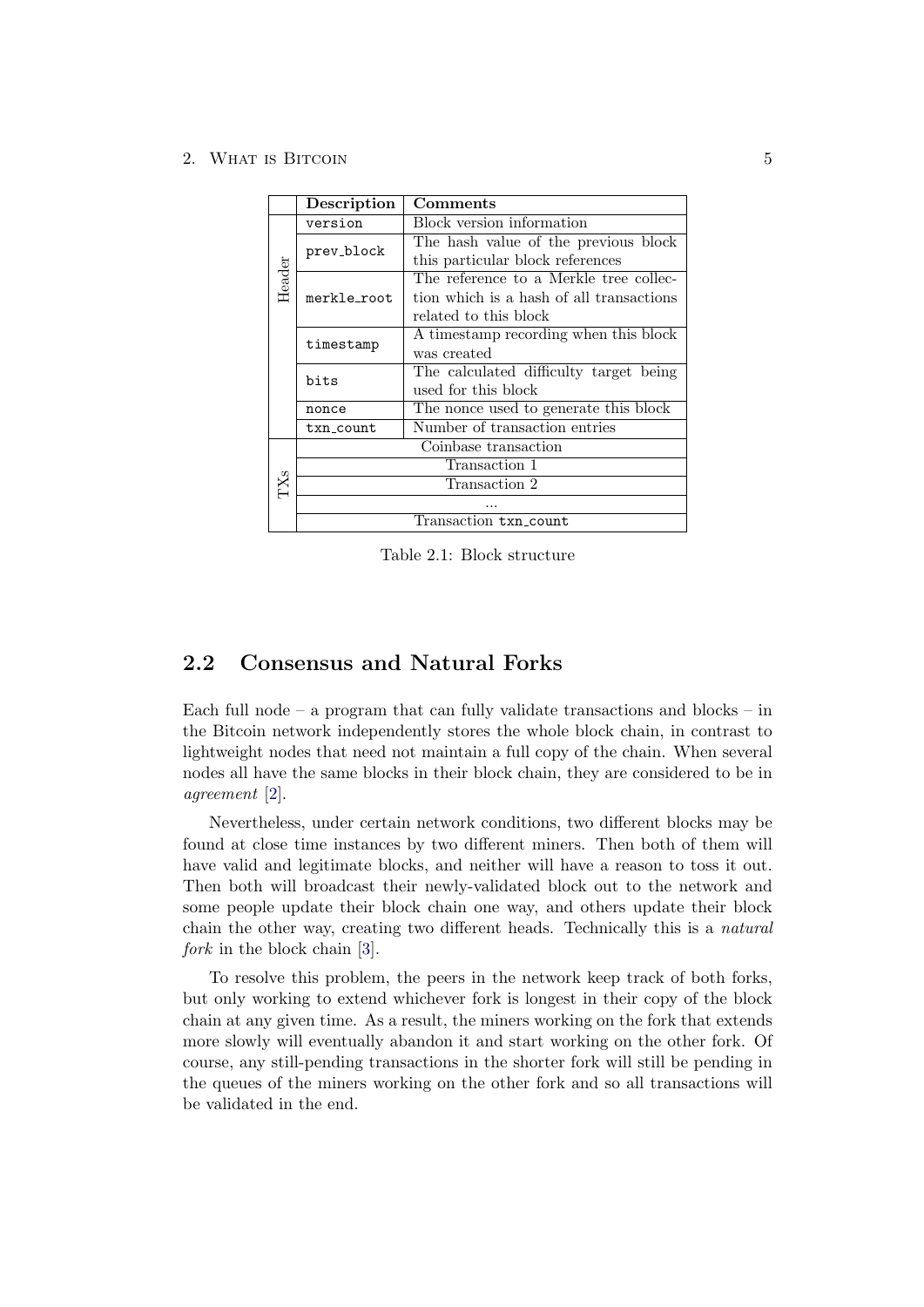| | Description | Comments |
|---|---|---|
| Header | `version` | Block version information |
| | `prev_block` | The hash value of the previous block this particular block references |
| | `merkle_root` | The reference to a Merkle tree collection which is a hash of all transactions related to this block |
| | `timestamp` | A timestamp recording when this block was created |
| | `bits` | The calculated difficulty target being used for this block |
| | `nonce` | The nonce used to generate this block |
| | `txn_count` | Number of transaction entries |
| TXs | Coinbase transaction | |
| | Transaction 1 | |
| | Transaction 2 | |
| | ... | |
| | Transaction `txn_count` | |

Table 2.1: Block structure

## 2.2 Consensus and Natural Forks

Each full node – a program that can fully validate transactions and blocks – in the Bitcoin network independently stores the whole block chain, in contrast to lightweight nodes that need not maintain a full copy of the chain. When several nodes all have the same blocks in their block chain, they are considered to be in *agreement* [2].

Nevertheless, under certain network conditions, two different blocks may be found at close time instances by two different miners. Then both of them will have valid and legitimate blocks, and neither will have a reason to toss it out. Then both will broadcast their newly-validated block out to the network and some people update their block chain one way, and others update their block chain the other way, creating two different heads. Technically this is a *natural fork* in the block chain [3].

To resolve this problem, the peers in the network keep track of both forks, but only working to extend whichever fork is longest in their copy of the block chain at any given time. As a result, the miners working on the fork that extends more slowly will eventually abandon it and start working on the other fork. Of course, any still-pending transactions in the shorter fork will still be pending in the queues of the miners working on the other fork and so all transactions will be validated in the end.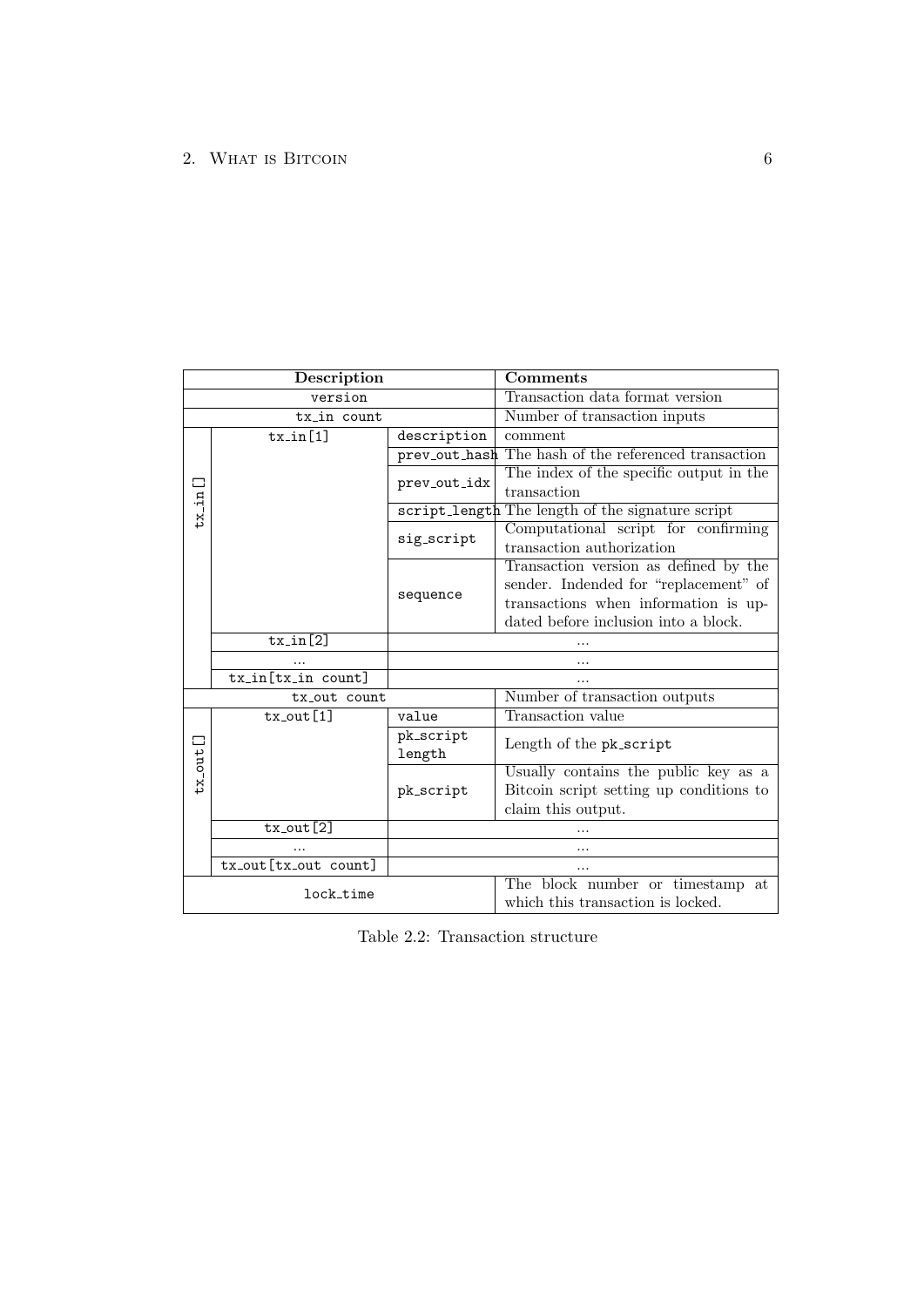| Description | | | Comments |
|---|---|---|---|
| version | | | Transaction data format version |
| tx_in count | | | Number of transaction inputs |
| tx_in[] | tx_in[1] | description | comment |
| | | prev_out_hash | The hash of the referenced transaction |
| | | prev_out_idx | The index of the specific output in the transaction |
| | | script_length | The length of the signature script |
| | | sig_script | Computational script for confirming transaction authorization |
| | | sequence | Transaction version as defined by the sender. Indended for "replacement" of transactions when information is updated before inclusion into a block. |
| | tx_in[2] | ... | |
| | ... | ... | |
| | tx_in[tx_in count] | ... | |
| tx_out count | | | Number of transaction outputs |
| tx_out[] | tx_out[1] | value | Transaction value |
| | | pk_script length | Length of the pk_script |
| | | pk_script | Usually contains the public key as a Bitcoin script setting up conditions to claim this output. |
| | tx_out[2] | ... | |
| | ... | ... | |
| | tx_out[tx_out count] | ... | |
| lock_time | | | The block number or timestamp at which this transaction is locked. |

Table 2.2: Transaction structure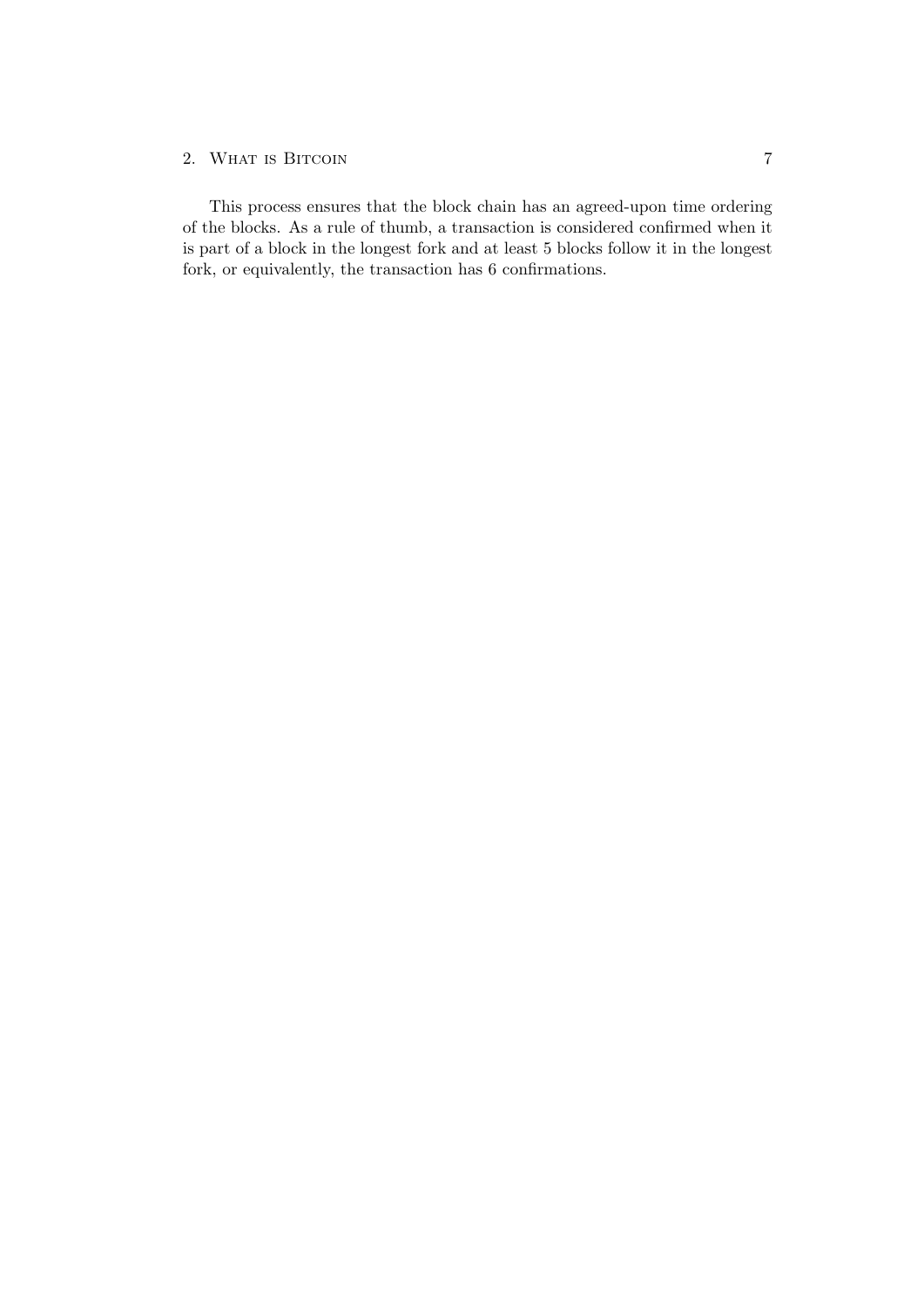This process ensures that the block chain has an agreed-upon time ordering of the blocks. As a rule of thumb, a transaction is considered confirmed when it is part of a block in the longest fork and at least 5 blocks follow it in the longest fork, or equivalently, the transaction has 6 confirmations.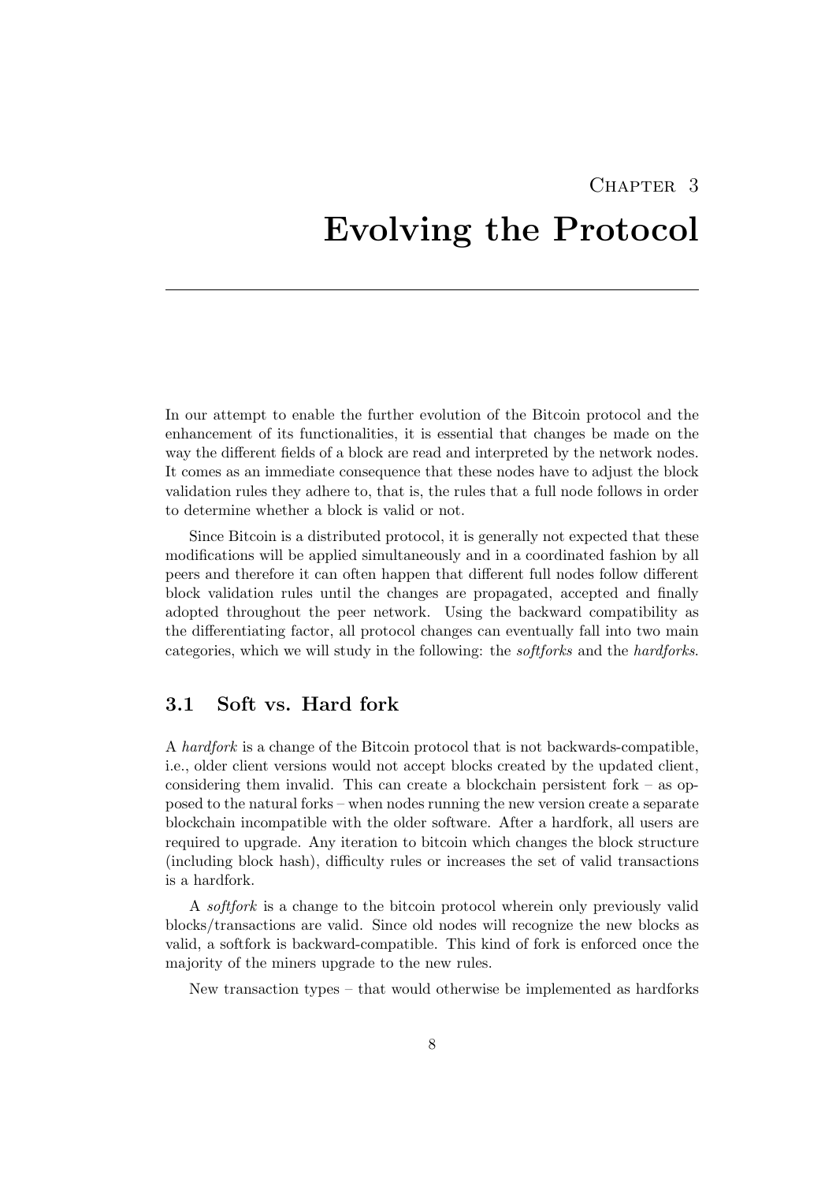# Chapter 3

# Evolving the Protocol

In our attempt to enable the further evolution of the Bitcoin protocol and the enhancement of its functionalities, it is essential that changes be made on the way the different fields of a block are read and interpreted by the network nodes. It comes as an immediate consequence that these nodes have to adjust the block validation rules they adhere to, that is, the rules that a full node follows in order to determine whether a block is valid or not.

Since Bitcoin is a distributed protocol, it is generally not expected that these modifications will be applied simultaneously and in a coordinated fashion by all peers and therefore it can often happen that different full nodes follow different block validation rules until the changes are propagated, accepted and finally adopted throughout the peer network. Using the backward compatibility as the differentiating factor, all protocol changes can eventually fall into two main categories, which we will study in the following: the *softforks* and the *hardforks*.

## 3.1 Soft vs. Hard fork

A *hardfork* is a change of the Bitcoin protocol that is not backwards-compatible, i.e., older client versions would not accept blocks created by the updated client, considering them invalid. This can create a blockchain persistent fork – as opposed to the natural forks – when nodes running the new version create a separate blockchain incompatible with the older software. After a hardfork, all users are required to upgrade. Any iteration to bitcoin which changes the block structure (including block hash), difficulty rules or increases the set of valid transactions is a hardfork.

A *softfork* is a change to the bitcoin protocol wherein only previously valid blocks/transactions are valid. Since old nodes will recognize the new blocks as valid, a softfork is backward-compatible. This kind of fork is enforced once the majority of the miners upgrade to the new rules.

New transaction types – that would otherwise be implemented as hardforks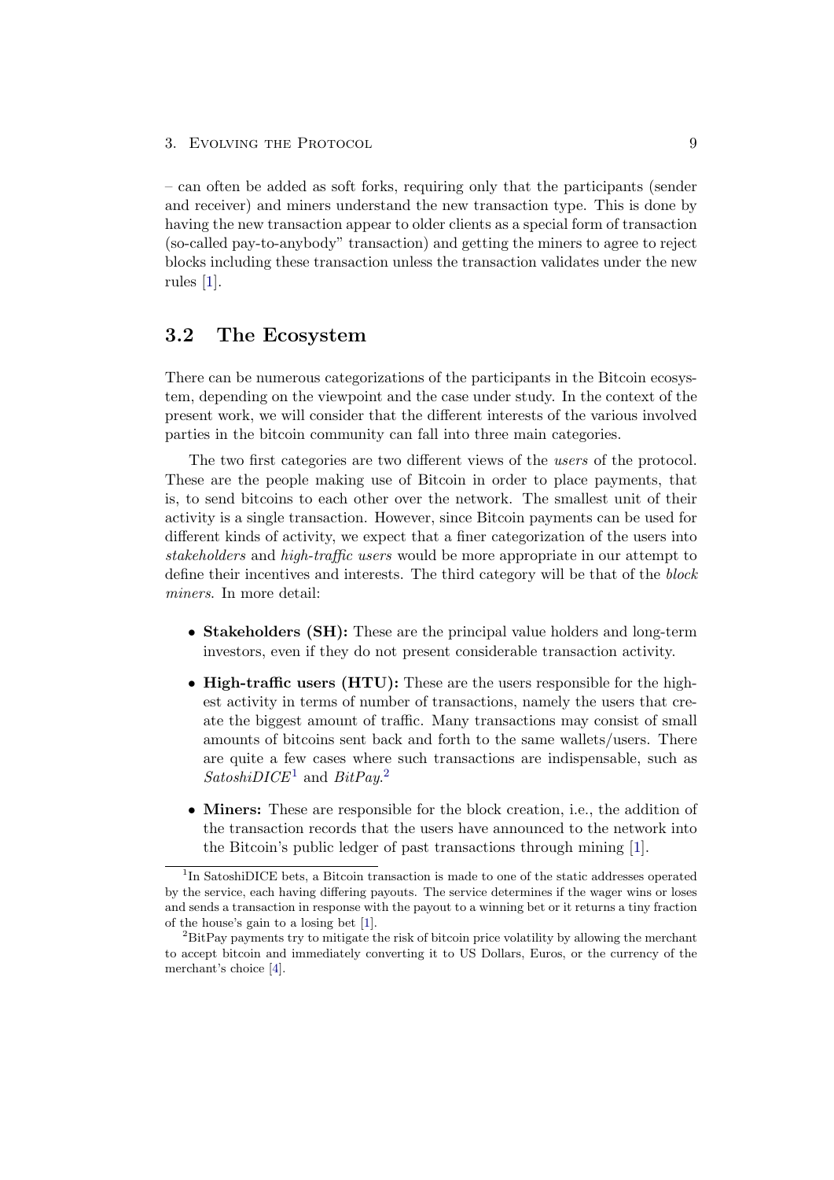– can often be added as soft forks, requiring only that the participants (sender and receiver) and miners understand the new transaction type. This is done by having the new transaction appear to older clients as a special form of transaction (so-called pay-to-anybody" transaction) and getting the miners to agree to reject blocks including these transaction unless the transaction validates under the new rules [1].

## 3.2 The Ecosystem

There can be numerous categorizations of the participants in the Bitcoin ecosystem, depending on the viewpoint and the case under study. In the context of the present work, we will consider that the different interests of the various involved parties in the bitcoin community can fall into three main categories.

The two first categories are two different views of the *users* of the protocol. These are the people making use of Bitcoin in order to place payments, that is, to send bitcoins to each other over the network. The smallest unit of their activity is a single transaction. However, since Bitcoin payments can be used for different kinds of activity, we expect that a finer categorization of the users into *stakeholders* and *high-traffic users* would be more appropriate in our attempt to define their incentives and interests. The third category will be that of the *block miners*. In more detail:

- **Stakeholders (SH):** These are the principal value holders and long-term investors, even if they do not present considerable transaction activity.
- **High-traffic users (HTU):** These are the users responsible for the highest activity in terms of number of transactions, namely the users that create the biggest amount of traffic. Many transactions may consist of small amounts of bitcoins sent back and forth to the same wallets/users. There are quite a few cases where such transactions are indispensable, such as *SatoshiDICE*[1] and *BitPay*.[2]
- **Miners:** These are responsible for the block creation, i.e., the addition of the transaction records that the users have announced to the network into the Bitcoin's public ledger of past transactions through mining [1].

[1] In SatoshiDICE bets, a Bitcoin transaction is made to one of the static addresses operated by the service, each having differing payouts. The service determines if the wager wins or loses and sends a transaction in response with the payout to a winning bet or it returns a tiny fraction of the house's gain to a losing bet [1].

[2] BitPay payments try to mitigate the risk of bitcoin price volatility by allowing the merchant to accept bitcoin and immediately converting it to US Dollars, Euros, or the currency of the merchant's choice [4].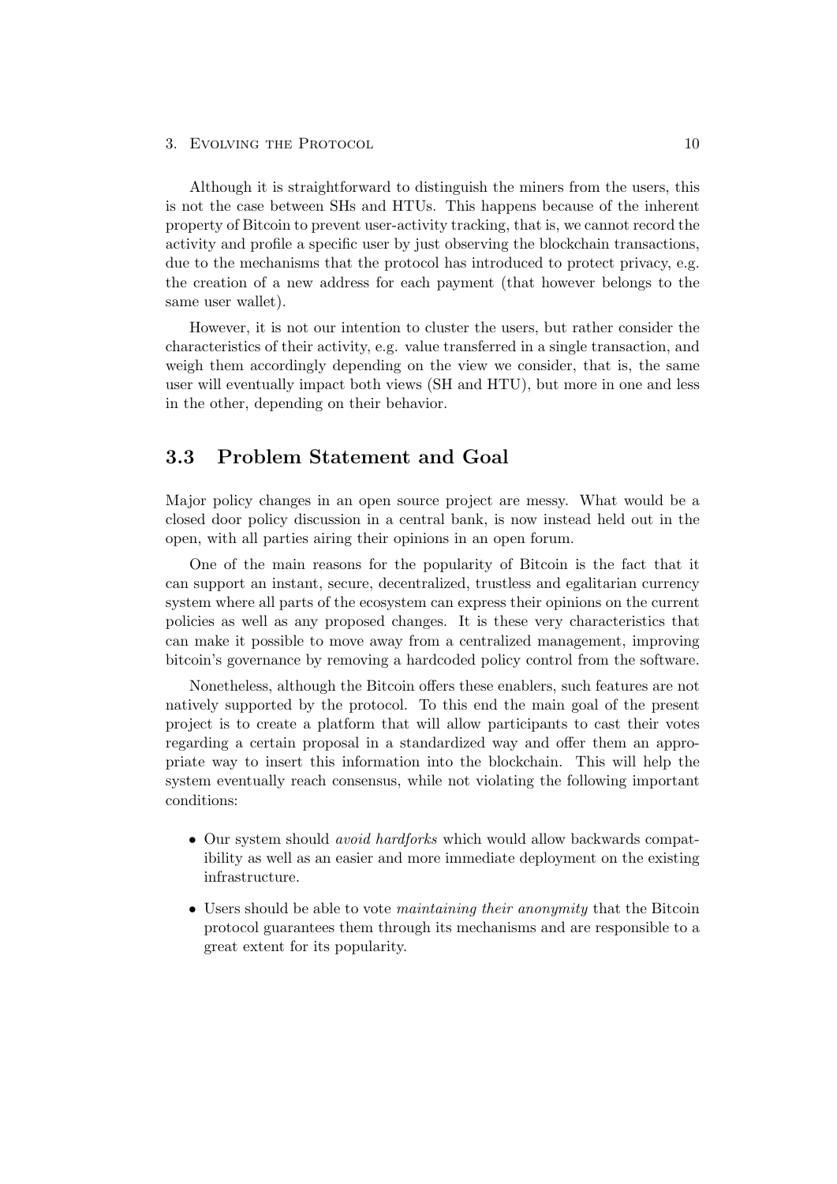Although it is straightforward to distinguish the miners from the users, this is not the case between SHs and HTUs. This happens because of the inherent property of Bitcoin to prevent user-activity tracking, that is, we cannot record the activity and profile a specific user by just observing the blockchain transactions, due to the mechanisms that the protocol has introduced to protect privacy, e.g. the creation of a new address for each payment (that however belongs to the same user wallet).

However, it is not our intention to cluster the users, but rather consider the characteristics of their activity, e.g. value transferred in a single transaction, and weigh them accordingly depending on the view we consider, that is, the same user will eventually impact both views (SH and HTU), but more in one and less in the other, depending on their behavior.

## 3.3 Problem Statement and Goal

Major policy changes in an open source project are messy. What would be a closed door policy discussion in a central bank, is now instead held out in the open, with all parties airing their opinions in an open forum.

One of the main reasons for the popularity of Bitcoin is the fact that it can support an instant, secure, decentralized, trustless and egalitarian currency system where all parts of the ecosystem can express their opinions on the current policies as well as any proposed changes. It is these very characteristics that can make it possible to move away from a centralized management, improving bitcoin's governance by removing a hardcoded policy control from the software.

Nonetheless, although the Bitcoin offers these enablers, such features are not natively supported by the protocol. To this end the main goal of the present project is to create a platform that will allow participants to cast their votes regarding a certain proposal in a standardized way and offer them an appropriate way to insert this information into the blockchain. This will help the system eventually reach consensus, while not violating the following important conditions:

- Our system should *avoid hardforks* which would allow backwards compatibility as well as an easier and more immediate deployment on the existing infrastructure.
- Users should be able to vote *maintaining their anonymity* that the Bitcoin protocol guarantees them through its mechanisms and are responsible to a great extent for its popularity.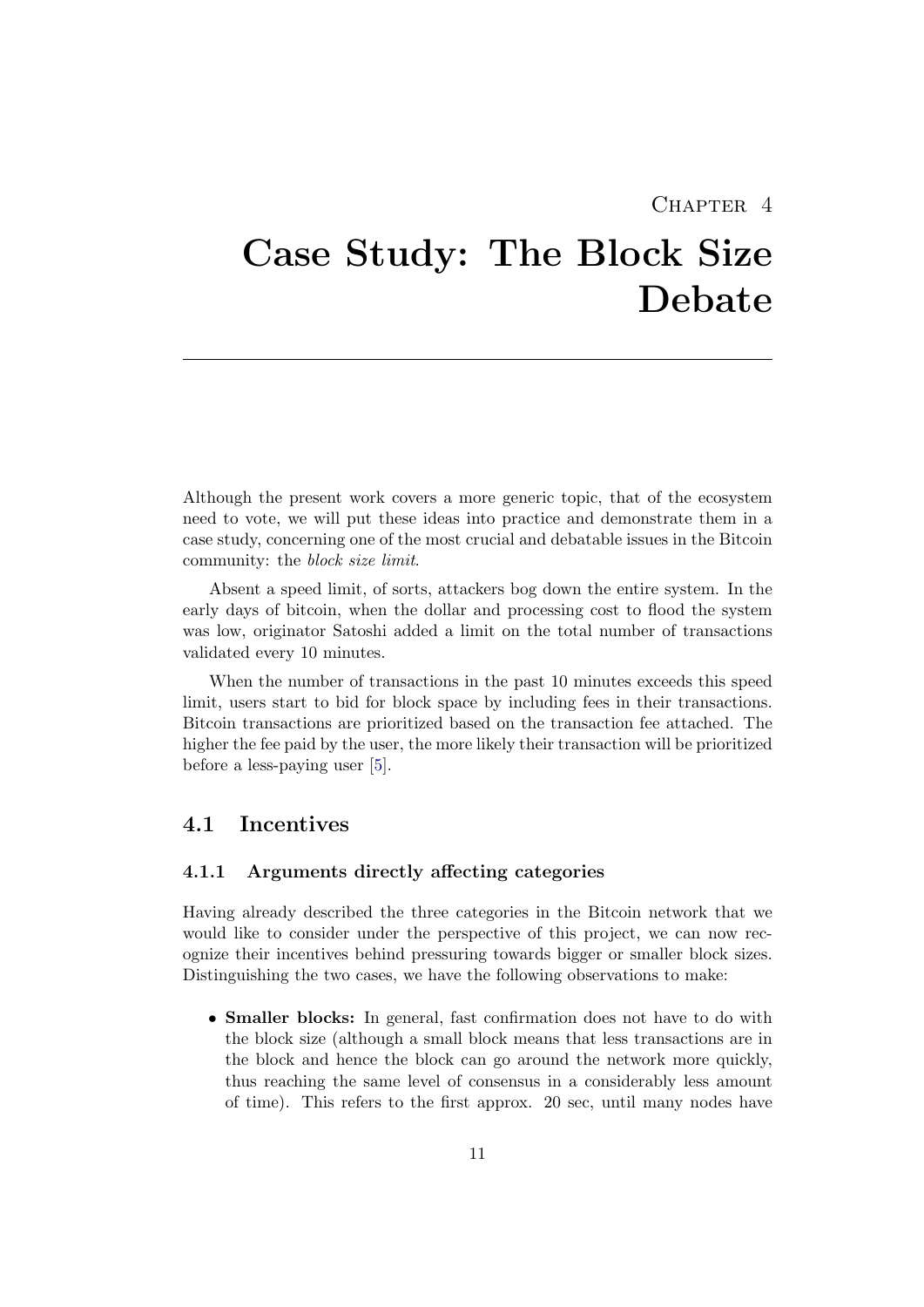# Chapter 4

# Case Study: The Block Size Debate

Although the present work covers a more generic topic, that of the ecosystem need to vote, we will put these ideas into practice and demonstrate them in a case study, concerning one of the most crucial and debatable issues in the Bitcoin community: the *block size limit*.

Absent a speed limit, of sorts, attackers bog down the entire system. In the early days of bitcoin, when the dollar and processing cost to flood the system was low, originator Satoshi added a limit on the total number of transactions validated every 10 minutes.

When the number of transactions in the past 10 minutes exceeds this speed limit, users start to bid for block space by including fees in their transactions. Bitcoin transactions are prioritized based on the transaction fee attached. The higher the fee paid by the user, the more likely their transaction will be prioritized before a less-paying user [5].

## 4.1 Incentives

### 4.1.1 Arguments directly affecting categories

Having already described the three categories in the Bitcoin network that we would like to consider under the perspective of this project, we can now recognize their incentives behind pressuring towards bigger or smaller block sizes. Distinguishing the two cases, we have the following observations to make:

- **Smaller blocks:** In general, fast confirmation does not have to do with the block size (although a small block means that less transactions are in the block and hence the block can go around the network more quickly, thus reaching the same level of consensus in a considerably less amount of time). This refers to the first approx. 20 sec, until many nodes have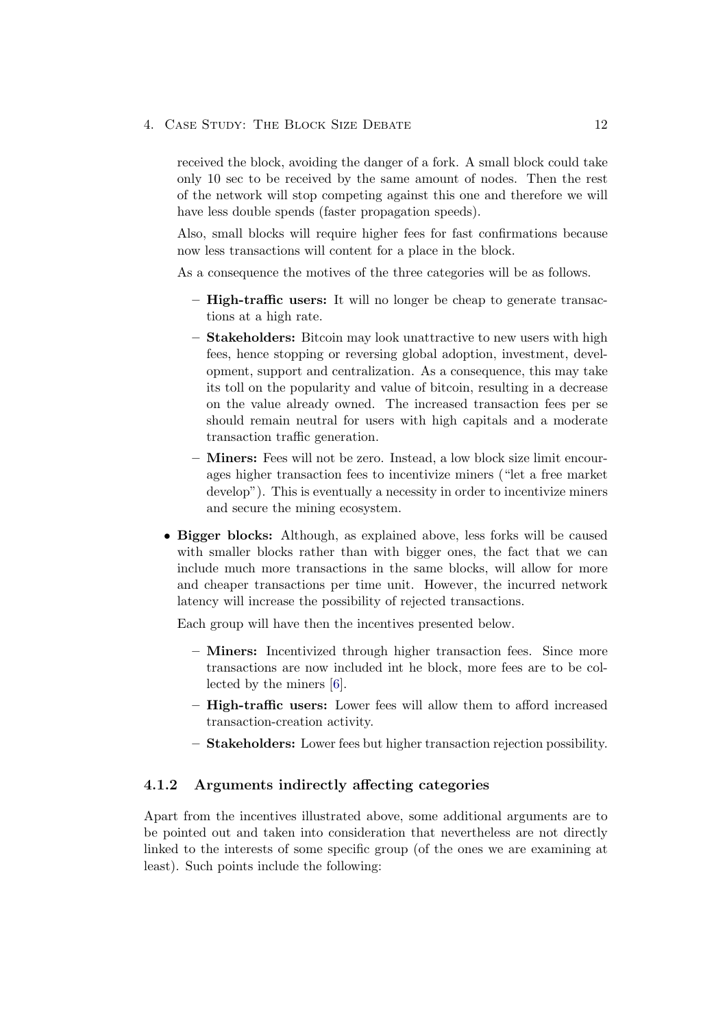received the block, avoiding the danger of a fork. A small block could take only 10 sec to be received by the same amount of nodes. Then the rest of the network will stop competing against this one and therefore we will have less double spends (faster propagation speeds).

Also, small blocks will require higher fees for fast confirmations because now less transactions will content for a place in the block.

As a consequence the motives of the three categories will be as follows.

  - **High-traffic users:** It will no longer be cheap to generate transactions at a high rate.
  - **Stakeholders:** Bitcoin may look unattractive to new users with high fees, hence stopping or reversing global adoption, investment, development, support and centralization. As a consequence, this may take its toll on the popularity and value of bitcoin, resulting in a decrease on the value already owned. The increased transaction fees per se should remain neutral for users with high capitals and a moderate transaction traffic generation.
  - **Miners:** Fees will not be zero. Instead, a low block size limit encourages higher transaction fees to incentivize miners ("let a free market develop"). This is eventually a necessity in order to incentivize miners and secure the mining ecosystem.

- **Bigger blocks:** Although, as explained above, less forks will be caused with smaller blocks rather than with bigger ones, the fact that we can include much more transactions in the same blocks, will allow for more and cheaper transactions per time unit. However, the incurred network latency will increase the possibility of rejected transactions.

  Each group will have then the incentives presented below.

  - **Miners:** Incentivized through higher transaction fees. Since more transactions are now included int he block, more fees are to be collected by the miners [6].
  - **High-traffic users:** Lower fees will allow them to afford increased transaction-creation activity.
  - **Stakeholders:** Lower fees but higher transaction rejection possibility.

### 4.1.2 Arguments indirectly affecting categories

Apart from the incentives illustrated above, some additional arguments are to be pointed out and taken into consideration that nevertheless are not directly linked to the interests of some specific group (of the ones we are examining at least). Such points include the following: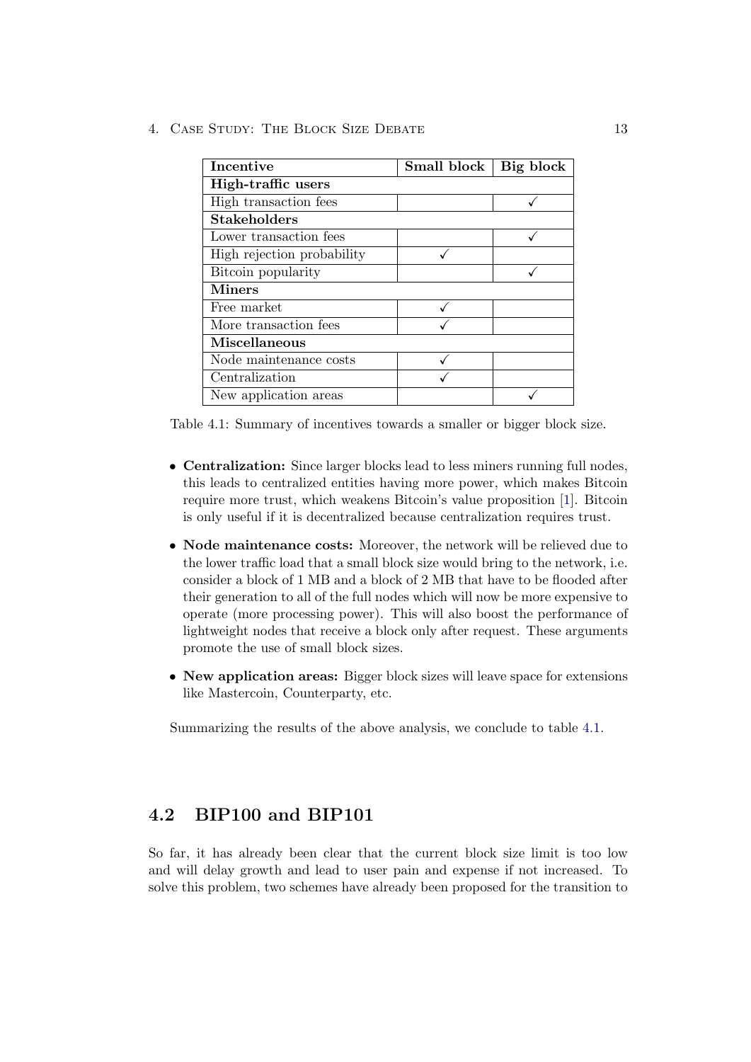| Incentive | Small block | Big block |
| --- | --- | --- |
| **High-traffic users** | | |
| High transaction fees | | ✓ |
| **Stakeholders** | | |
| Lower transaction fees | | ✓ |
| High rejection probability | ✓ | |
| Bitcoin popularity | | ✓ |
| **Miners** | | |
| Free market | ✓ | |
| More transaction fees | ✓ | |
| **Miscellaneous** | | |
| Node maintenance costs | ✓ | |
| Centralization | ✓ | |
| New application areas | | ✓ |

Table 4.1: Summary of incentives towards a smaller or bigger block size.

- **Centralization:** Since larger blocks lead to less miners running full nodes, this leads to centralized entities having more power, which makes Bitcoin require more trust, which weakens Bitcoin's value proposition [1]. Bitcoin is only useful if it is decentralized because centralization requires trust.
- **Node maintenance costs:** Moreover, the network will be relieved due to the lower traffic load that a small block size would bring to the network, i.e. consider a block of 1 MB and a block of 2 MB that have to be flooded after their generation to all of the full nodes which will now be more expensive to operate (more processing power). This will also boost the performance of lightweight nodes that receive a block only after request. These arguments promote the use of small block sizes.
- **New application areas:** Bigger block sizes will leave space for extensions like Mastercoin, Counterparty, etc.

Summarizing the results of the above analysis, we conclude to table 4.1.

## 4.2 BIP100 and BIP101

So far, it has already been clear that the current block size limit is too low and will delay growth and lead to user pain and expense if not increased. To solve this problem, two schemes have already been proposed for the transition to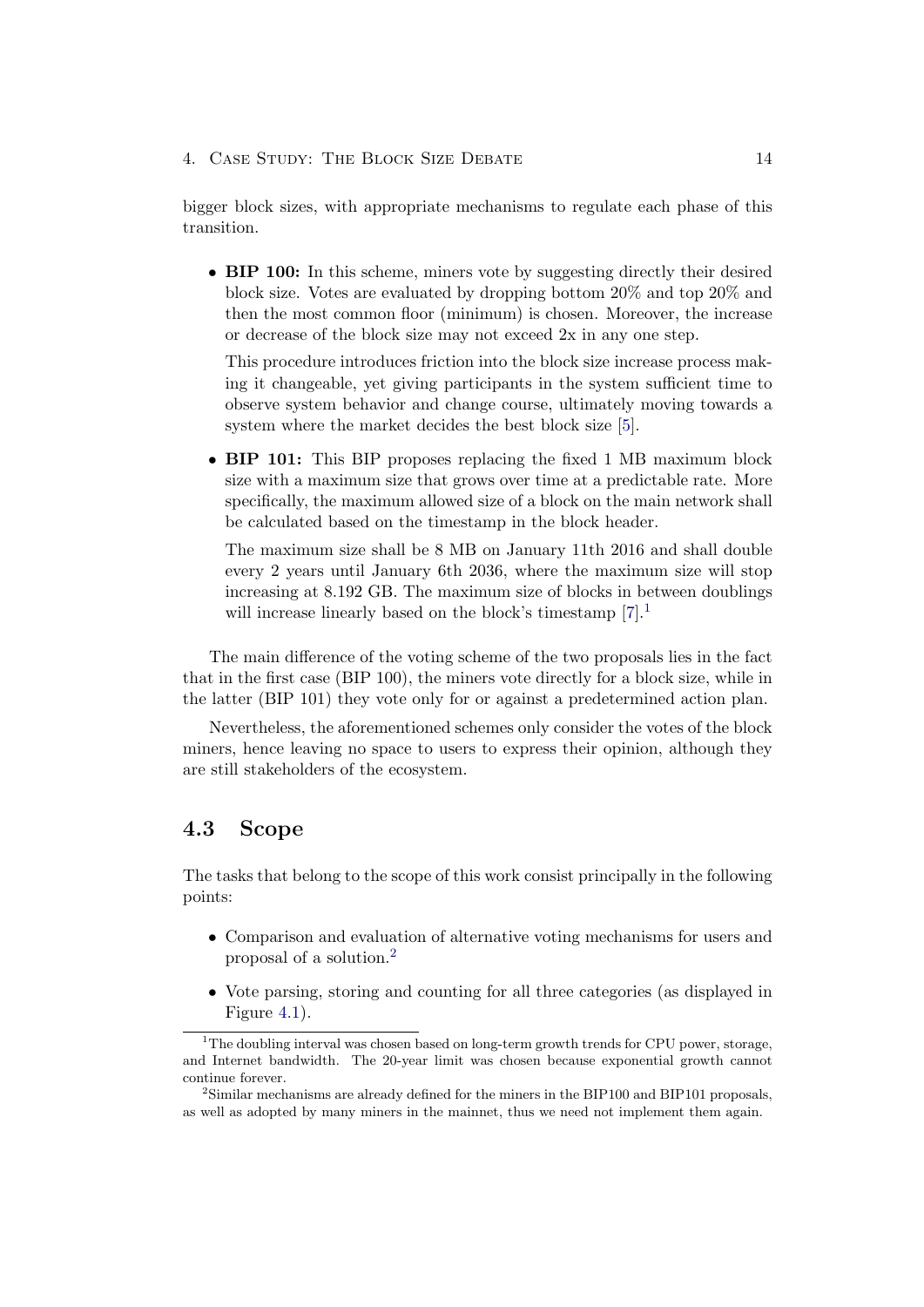bigger block sizes, with appropriate mechanisms to regulate each phase of this transition.

- **BIP 100:** In this scheme, miners vote by suggesting directly their desired block size. Votes are evaluated by dropping bottom 20% and top 20% and then the most common floor (minimum) is chosen. Moreover, the increase or decrease of the block size may not exceed 2x in any one step.

  This procedure introduces friction into the block size increase process making it changeable, yet giving participants in the system sufficient time to observe system behavior and change course, ultimately moving towards a system where the market decides the best block size [5].

- **BIP 101:** This BIP proposes replacing the fixed 1 MB maximum block size with a maximum size that grows over time at a predictable rate. More specifically, the maximum allowed size of a block on the main network shall be calculated based on the timestamp in the block header.

  The maximum size shall be 8 MB on January 11th 2016 and shall double every 2 years until January 6th 2036, where the maximum size will stop increasing at 8.192 GB. The maximum size of blocks in between doublings will increase linearly based on the block's timestamp [7].[1]

The main difference of the voting scheme of the two proposals lies in the fact that in the first case (BIP 100), the miners vote directly for a block size, while in the latter (BIP 101) they vote only for or against a predetermined action plan.

Nevertheless, the aforementioned schemes only consider the votes of the block miners, hence leaving no space to users to express their opinion, although they are still stakeholders of the ecosystem.

## 4.3 Scope

The tasks that belong to the scope of this work consist principally in the following points:

- Comparison and evaluation of alternative voting mechanisms for users and proposal of a solution.[2]
- Vote parsing, storing and counting for all three categories (as displayed in Figure 4.1).

[1] The doubling interval was chosen based on long-term growth trends for CPU power, storage, and Internet bandwidth. The 20-year limit was chosen because exponential growth cannot continue forever.

[2] Similar mechanisms are already defined for the miners in the BIP100 and BIP101 proposals, as well as adopted by many miners in the mainnet, thus we need not implement them again.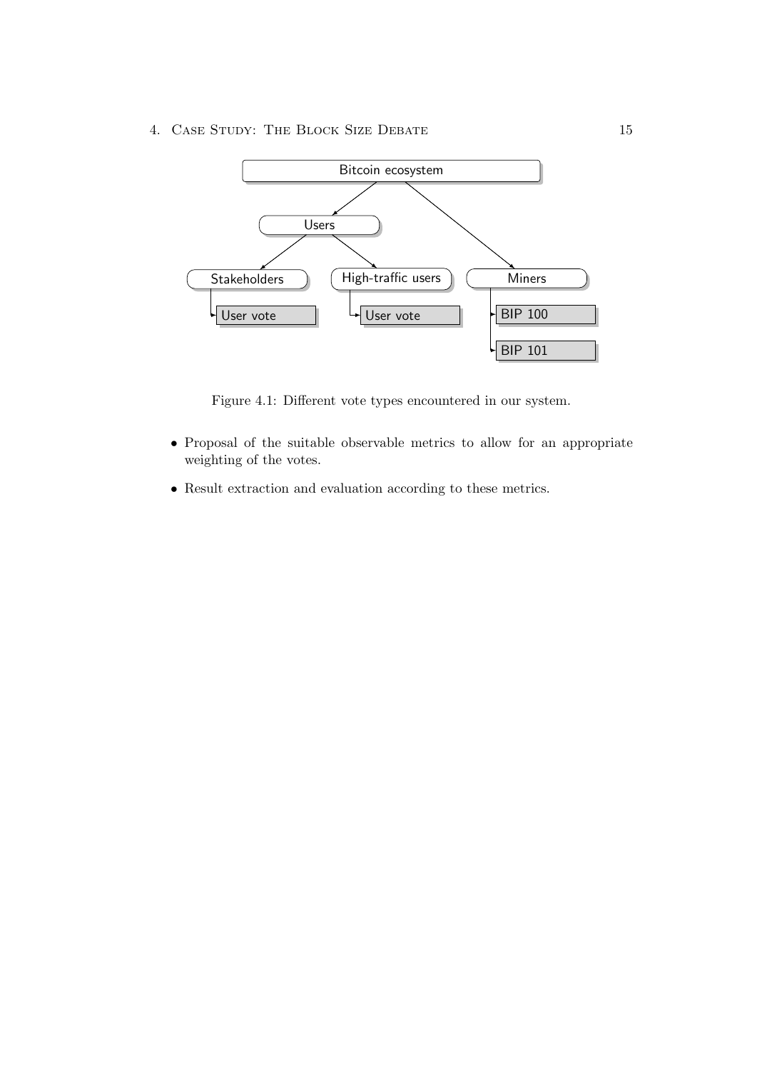Figure 4.1: Different vote types encountered in our system.

- Proposal of the suitable observable metrics to allow for an appropriate weighting of the votes.
- Result extraction and evaluation according to these metrics.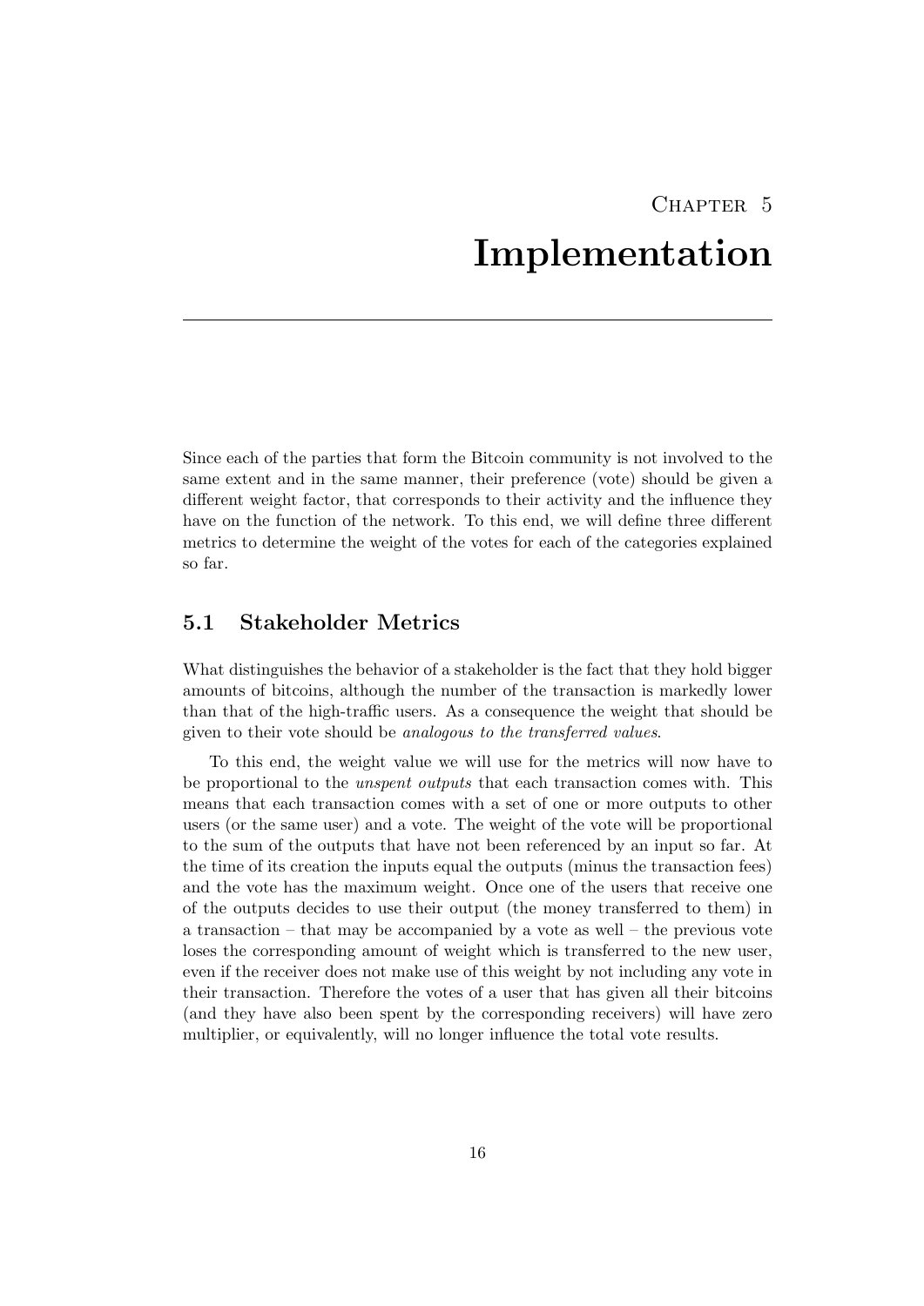# Chapter 5
# Implementation

Since each of the parties that form the Bitcoin community is not involved to the same extent and in the same manner, their preference (vote) should be given a different weight factor, that corresponds to their activity and the influence they have on the function of the network. To this end, we will define three different metrics to determine the weight of the votes for each of the categories explained so far.

## 5.1 Stakeholder Metrics

What distinguishes the behavior of a stakeholder is the fact that they hold bigger amounts of bitcoins, although the number of the transaction is markedly lower than that of the high-traffic users. As a consequence the weight that should be given to their vote should be *analogous to the transferred values*.

To this end, the weight value we will use for the metrics will now have to be proportional to the *unspent outputs* that each transaction comes with. This means that each transaction comes with a set of one or more outputs to other users (or the same user) and a vote. The weight of the vote will be proportional to the sum of the outputs that have not been referenced by an input so far. At the time of its creation the inputs equal the outputs (minus the transaction fees) and the vote has the maximum weight. Once one of the users that receive one of the outputs decides to use their output (the money transferred to them) in a transaction – that may be accompanied by a vote as well – the previous vote loses the corresponding amount of weight which is transferred to the new user, even if the receiver does not make use of this weight by not including any vote in their transaction. Therefore the votes of a user that has given all their bitcoins (and they have also been spent by the corresponding receivers) will have zero multiplier, or equivalently, will no longer influence the total vote results.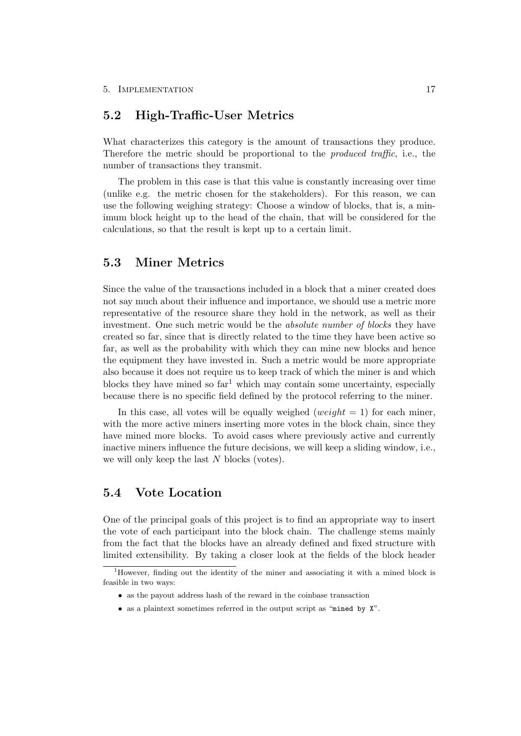## 5.2 High-Traffic-User Metrics

What characterizes this category is the amount of transactions they produce. Therefore the metric should be proportional to the *produced traffic*, i.e., the number of transactions they transmit.

The problem in this case is that this value is constantly increasing over time (unlike e.g. the metric chosen for the stakeholders). For this reason, we can use the following weighing strategy: Choose a window of blocks, that is, a minimum block height up to the head of the chain, that will be considered for the calculations, so that the result is kept up to a certain limit.

## 5.3 Miner Metrics

Since the value of the transactions included in a block that a miner created does not say much about their influence and importance, we should use a metric more representative of the resource share they hold in the network, as well as their investment. One such metric would be the *absolute number of blocks* they have created so far, since that is directly related to the time they have been active so far, as well as the probability with which they can mine new blocks and hence the equipment they have invested in. Such a metric would be more appropriate also because it does not require us to keep track of which the miner is and which blocks they have mined so far[1] which may contain some uncertainty, especially because there is no specific field defined by the protocol referring to the miner.

In this case, all votes will be equally weighed ($weight = 1$) for each miner, with the more active miners inserting more votes in the block chain, since they have mined more blocks. To avoid cases where previously active and currently inactive miners influence the future decisions, we will keep a sliding window, i.e., we will only keep the last $N$ blocks (votes).

## 5.4 Vote Location

One of the principal goals of this project is to find an appropriate way to insert the vote of each participant into the block chain. The challenge stems mainly from the fact that the blocks have an already defined and fixed structure with limited extensibility. By taking a closer look at the fields of the block header

---

[1] However, finding out the identity of the miner and associating it with a mined block is feasible in two ways:

- as the payout address hash of the reward in the coinbase transaction
- as a plaintext sometimes referred in the output script as "`mined by X`".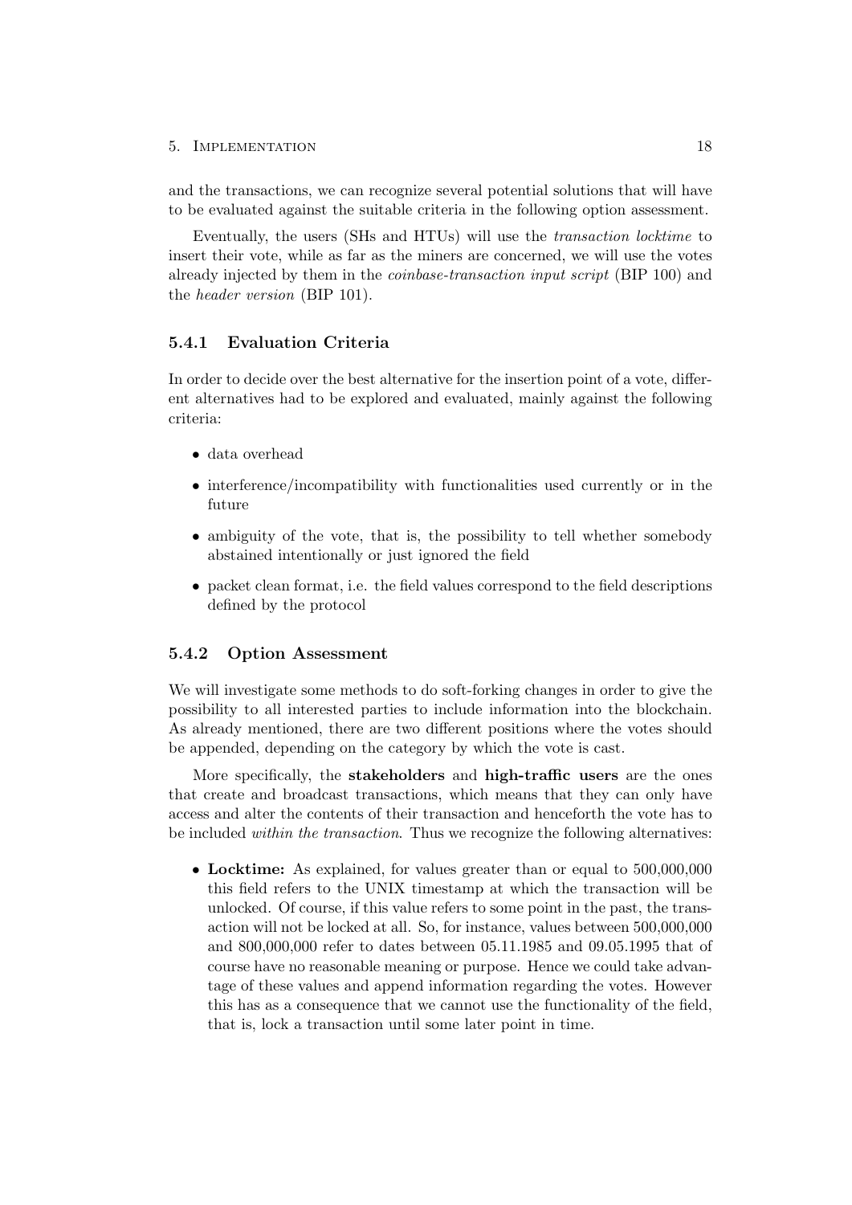and the transactions, we can recognize several potential solutions that will have to be evaluated against the suitable criteria in the following option assessment.

Eventually, the users (SHs and HTUs) will use the *transaction locktime* to insert their vote, while as far as the miners are concerned, we will use the votes already injected by them in the *coinbase-transaction input script* (BIP 100) and the *header version* (BIP 101).

### 5.4.1 Evaluation Criteria

In order to decide over the best alternative for the insertion point of a vote, different alternatives had to be explored and evaluated, mainly against the following criteria:

- data overhead
- interference/incompatibility with functionalities used currently or in the future
- ambiguity of the vote, that is, the possibility to tell whether somebody abstained intentionally or just ignored the field
- packet clean format, i.e. the field values correspond to the field descriptions defined by the protocol

### 5.4.2 Option Assessment

We will investigate some methods to do soft-forking changes in order to give the possibility to all interested parties to include information into the blockchain. As already mentioned, there are two different positions where the votes should be appended, depending on the category by which the vote is cast.

More specifically, the **stakeholders** and **high-traffic users** are the ones that create and broadcast transactions, which means that they can only have access and alter the contents of their transaction and henceforth the vote has to be included *within the transaction*. Thus we recognize the following alternatives:

- **Locktime:** As explained, for values greater than or equal to 500,000,000 this field refers to the UNIX timestamp at which the transaction will be unlocked. Of course, if this value refers to some point in the past, the transaction will not be locked at all. So, for instance, values between 500,000,000 and 800,000,000 refer to dates between 05.11.1985 and 09.05.1995 that of course have no reasonable meaning or purpose. Hence we could take advantage of these values and append information regarding the votes. However this has as a consequence that we cannot use the functionality of the field, that is, lock a transaction until some later point in time.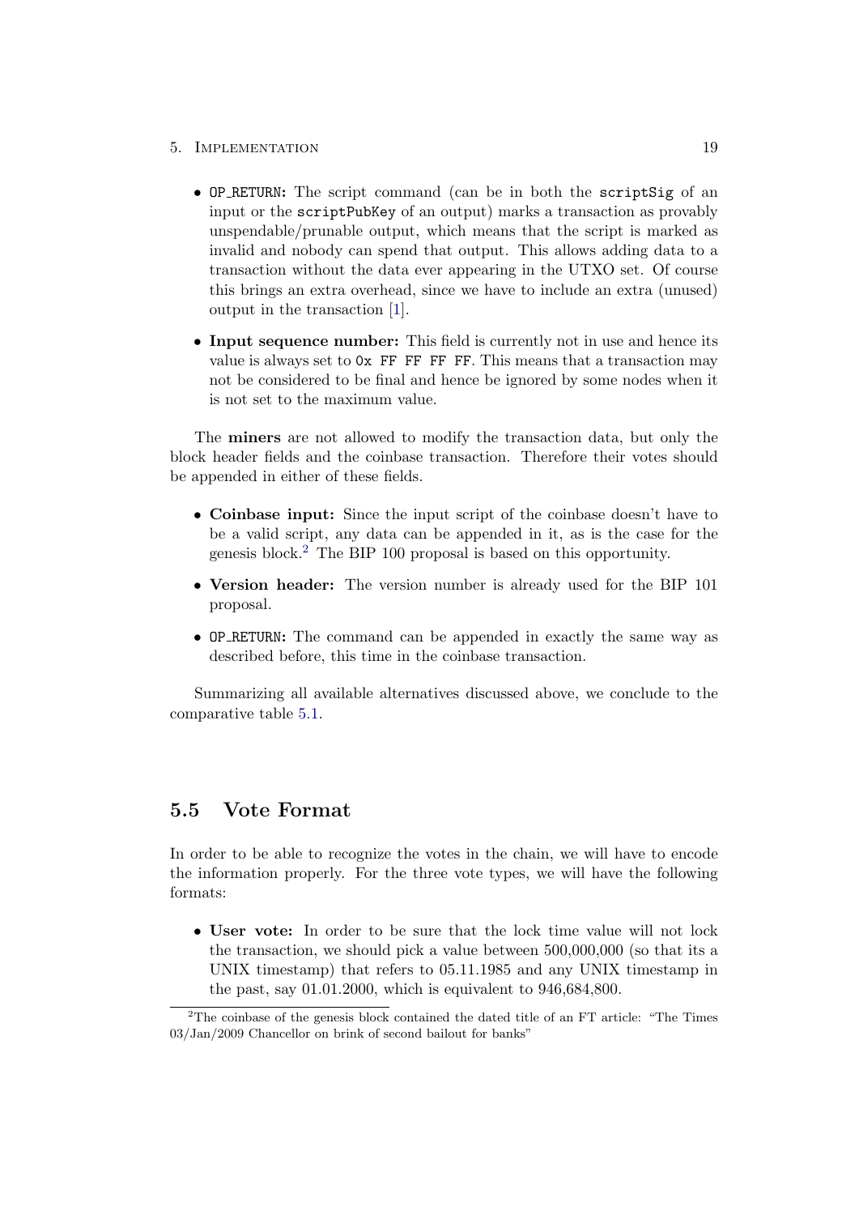- `OP_RETURN`: The script command (can be in both the `scriptSig` of an input or the `scriptPubKey` of an output) marks a transaction as provably unspendable/prunable output, which means that the script is marked as invalid and nobody can spend that output. This allows adding data to a transaction without the data ever appearing in the UTXO set. Of course this brings an extra overhead, since we have to include an extra (unused) output in the transaction [1].
- **Input sequence number:** This field is currently not in use and hence its value is always set to `0x FF FF FF FF`. This means that a transaction may not be considered to be final and hence be ignored by some nodes when it is not set to the maximum value.

The **miners** are not allowed to modify the transaction data, but only the block header fields and the coinbase transaction. Therefore their votes should be appended in either of these fields.

- **Coinbase input:** Since the input script of the coinbase doesn't have to be a valid script, any data can be appended in it, as is the case for the genesis block.[2] The BIP 100 proposal is based on this opportunity.
- **Version header:** The version number is already used for the BIP 101 proposal.
- `OP_RETURN`: The command can be appended in exactly the same way as described before, this time in the coinbase transaction.

Summarizing all available alternatives discussed above, we conclude to the comparative table 5.1.

## 5.5 Vote Format

In order to be able to recognize the votes in the chain, we will have to encode the information properly. For the three vote types, we will have the following formats:

- **User vote:** In order to be sure that the lock time value will not lock the transaction, we should pick a value between 500,000,000 (so that its a UNIX timestamp) that refers to 05.11.1985 and any UNIX timestamp in the past, say 01.01.2000, which is equivalent to 946,684,800.

[2] The coinbase of the genesis block contained the dated title of an FT article: "The Times 03/Jan/2009 Chancellor on brink of second bailout for banks"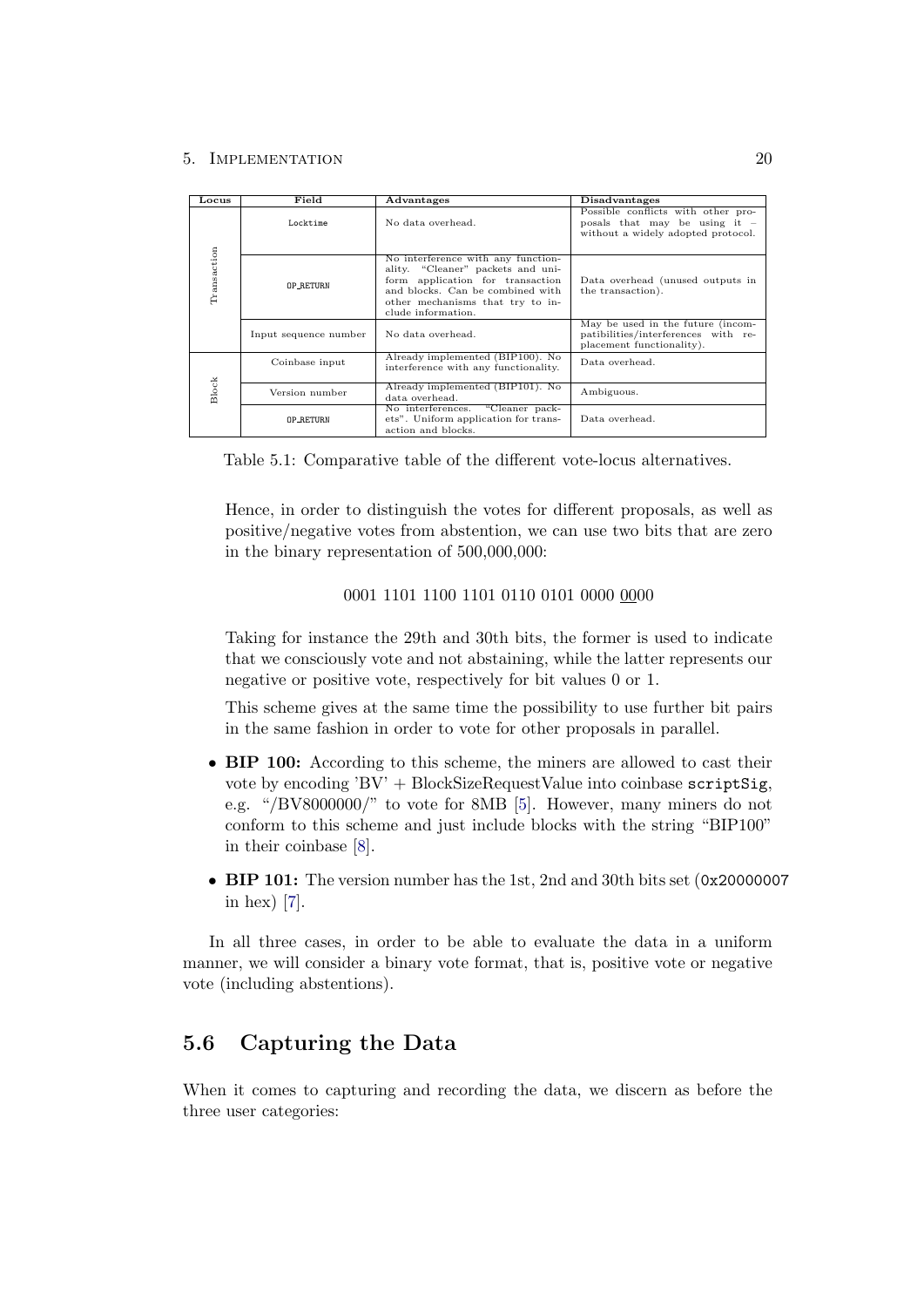| Locus | Field | Advantages | Disadvantages |
|---|---|---|---|
| Transaction | Locktime | No data overhead. | Possible conflicts with other proposals that may be using it – without a widely adopted protocol. |
| | OP_RETURN | No interference with any functionality. "Cleaner" packets and uniform application for transaction and blocks. Can be combined with other mechanisms that try to include information. | Data overhead (unused outputs in the transaction). |
| | Input sequence number | No data overhead. | May be used in the future (incompatibilities/interferences with replacement functionality). |
| Block | Coinbase input | Already implemented (BIP100). No interference with any functionality. | Data overhead. |
| | Version number | Already implemented (BIP101). No data overhead. | Ambiguous. |
| | OP_RETURN | No interferences. "Cleaner packets". Uniform application for transaction and blocks. | Data overhead. |

Table 5.1: Comparative table of the different vote-locus alternatives.

Hence, in order to distinguish the votes for different proposals, as well as positive/negative votes from abstention, we can use two bits that are zero in the binary representation of 500,000,000:

0001 1101 1100 1101 0110 0101 0000 <u>00</u>00

Taking for instance the 29th and 30th bits, the former is used to indicate that we consciously vote and not abstaining, while the latter represents our negative or positive vote, respectively for bit values 0 or 1.

This scheme gives at the same time the possibility to use further bit pairs in the same fashion in order to vote for other proposals in parallel.

- **BIP 100:** According to this scheme, the miners are allowed to cast their vote by encoding 'BV' + BlockSizeRequestValue into coinbase `scriptSig`, e.g. "/BV8000000/" to vote for 8MB [5]. However, many miners do not conform to this scheme and just include blocks with the string "BIP100" in their coinbase [8].
- **BIP 101:** The version number has the 1st, 2nd and 30th bits set (`0x20000007` in hex) [7].

In all three cases, in order to be able to evaluate the data in a uniform manner, we will consider a binary vote format, that is, positive vote or negative vote (including abstentions).

## 5.6 Capturing the Data

When it comes to capturing and recording the data, we discern as before the three user categories: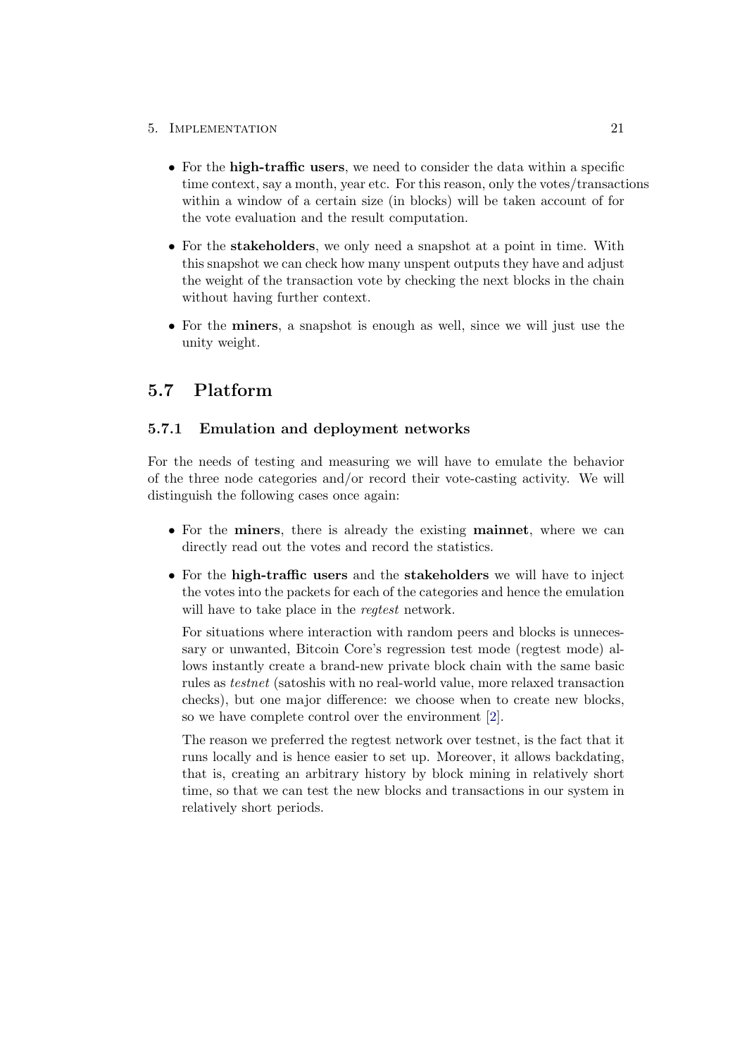- For the **high-traffic users**, we need to consider the data within a specific time context, say a month, year etc. For this reason, only the votes/transactions within a window of a certain size (in blocks) will be taken account of for the vote evaluation and the result computation.
- For the **stakeholders**, we only need a snapshot at a point in time. With this snapshot we can check how many unspent outputs they have and adjust the weight of the transaction vote by checking the next blocks in the chain without having further context.
- For the **miners**, a snapshot is enough as well, since we will just use the unity weight.

## 5.7 Platform

### 5.7.1 Emulation and deployment networks

For the needs of testing and measuring we will have to emulate the behavior of the three node categories and/or record their vote-casting activity. We will distinguish the following cases once again:

- For the **miners**, there is already the existing **mainnet**, where we can directly read out the votes and record the statistics.
- For the **high-traffic users** and the **stakeholders** we will have to inject the votes into the packets for each of the categories and hence the emulation will have to take place in the *regtest* network.

  For situations where interaction with random peers and blocks is unnecessary or unwanted, Bitcoin Core's regression test mode (regtest mode) allows instantly create a brand-new private block chain with the same basic rules as *testnet* (satoshis with no real-world value, more relaxed transaction checks), but one major difference: we choose when to create new blocks, so we have complete control over the environment [2].

  The reason we preferred the regtest network over testnet, is the fact that it runs locally and is hence easier to set up. Moreover, it allows backdating, that is, creating an arbitrary history by block mining in relatively short time, so that we can test the new blocks and transactions in our system in relatively short periods.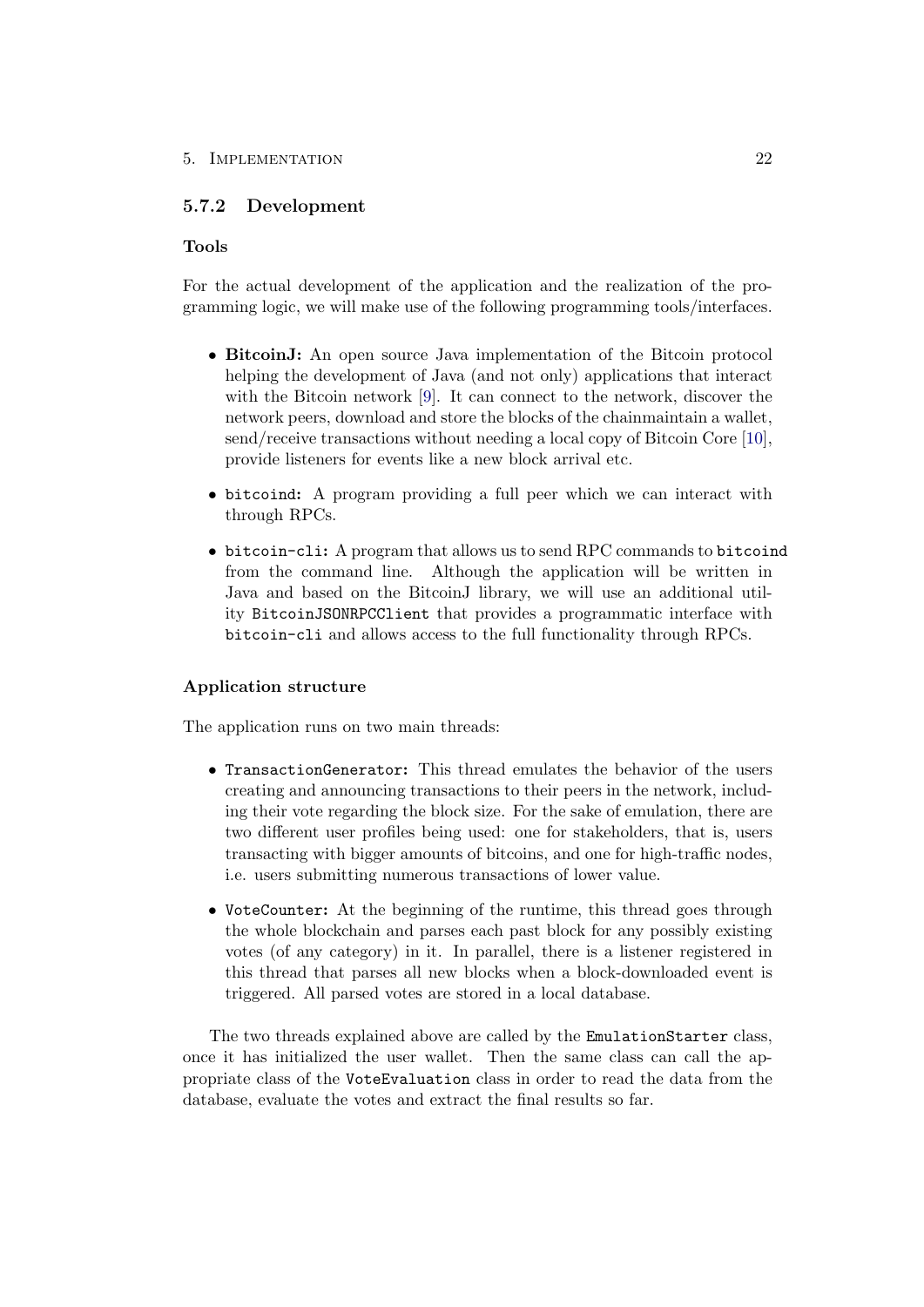### 5.7.2 Development

#### Tools

For the actual development of the application and the realization of the programming logic, we will make use of the following programming tools/interfaces.

- **BitcoinJ:** An open source Java implementation of the Bitcoin protocol helping the development of Java (and not only) applications that interact with the Bitcoin network [9]. It can connect to the network, discover the network peers, download and store the blocks of the chainmaintain a wallet, send/receive transactions without needing a local copy of Bitcoin Core [10], provide listeners for events like a new block arrival etc.
- `bitcoind`**:** A program providing a full peer which we can interact with through RPCs.
- `bitcoin-cli`**:** A program that allows us to send RPC commands to `bitcoind` from the command line. Although the application will be written in Java and based on the BitcoinJ library, we will use an additional utility `BitcoinJSONRPCClient` that provides a programmatic interface with `bitcoin-cli` and allows access to the full functionality through RPCs.

#### Application structure

The application runs on two main threads:

- `TransactionGenerator`**:** This thread emulates the behavior of the users creating and announcing transactions to their peers in the network, including their vote regarding the block size. For the sake of emulation, there are two different user profiles being used: one for stakeholders, that is, users transacting with bigger amounts of bitcoins, and one for high-traffic nodes, i.e. users submitting numerous transactions of lower value.
- `VoteCounter`**:** At the beginning of the runtime, this thread goes through the whole blockchain and parses each past block for any possibly existing votes (of any category) in it. In parallel, there is a listener registered in this thread that parses all new blocks when a block-downloaded event is triggered. All parsed votes are stored in a local database.

The two threads explained above are called by the `EmulationStarter` class, once it has initialized the user wallet. Then the same class can call the appropriate class of the `VoteEvaluation` class in order to read the data from the database, evaluate the votes and extract the final results so far.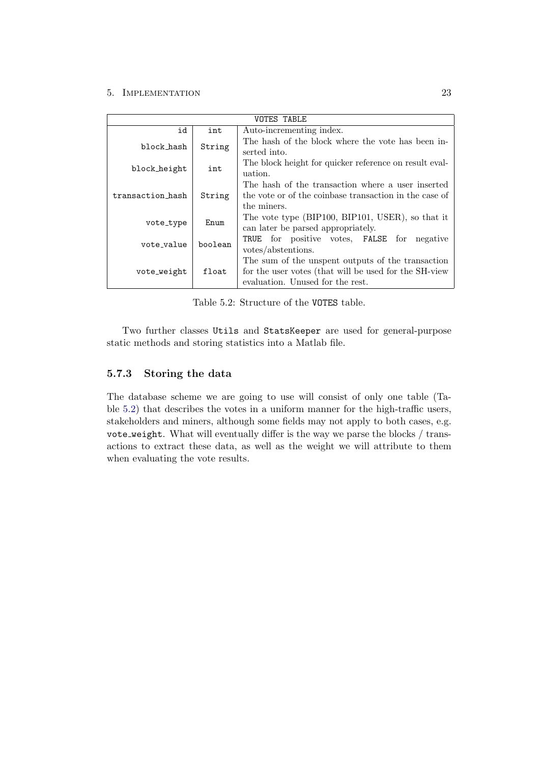| VOTES TABLE | | |
|---|---|---|
| id | int | Auto-incrementing index. |
| block_hash | String | The hash of the block where the vote has been inserted into. |
| block_height | int | The block height for quicker reference on result evaluation. |
| transaction_hash | String | The hash of the transaction where a user inserted the vote or of the coinbase transaction in the case of the miners. |
| vote_type | Enum | The vote type (BIP100, BIP101, USER), so that it can later be parsed appropriately. |
| vote_value | boolean | TRUE for positive votes, FALSE for negative votes/abstentions. |
| vote_weight | float | The sum of the unspent outputs of the transaction for the user votes (that will be used for the SH-view evaluation. Unused for the rest. |

Table 5.2: Structure of the VOTES table.

Two further classes Utils and StatsKeeper are used for general-purpose static methods and storing statistics into a Matlab file.

### 5.7.3 Storing the data

The database scheme we are going to use will consist of only one table (Table 5.2) that describes the votes in a uniform manner for the high-traffic users, stakeholders and miners, although some fields may not apply to both cases, e.g. vote_weight. What will eventually differ is the way we parse the blocks / transactions to extract these data, as well as the weight we will attribute to them when evaluating the vote results.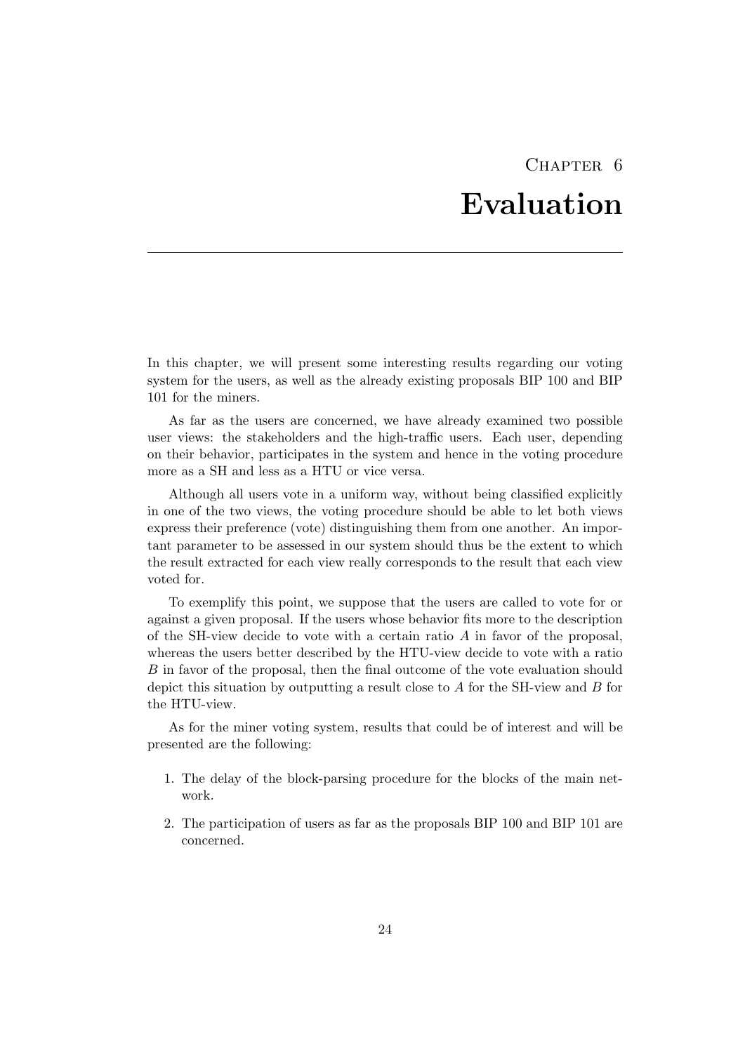# Chapter 6
# Evaluation

In this chapter, we will present some interesting results regarding our voting system for the users, as well as the already existing proposals BIP 100 and BIP 101 for the miners.

As far as the users are concerned, we have already examined two possible user views: the stakeholders and the high-traffic users. Each user, depending on their behavior, participates in the system and hence in the voting procedure more as a SH and less as a HTU or vice versa.

Although all users vote in a uniform way, without being classified explicitly in one of the two views, the voting procedure should be able to let both views express their preference (vote) distinguishing them from one another. An important parameter to be assessed in our system should thus be the extent to which the result extracted for each view really corresponds to the result that each view voted for.

To exemplify this point, we suppose that the users are called to vote for or against a given proposal. If the users whose behavior fits more to the description of the SH-view decide to vote with a certain ratio $A$ in favor of the proposal, whereas the users better described by the HTU-view decide to vote with a ratio $B$ in favor of the proposal, then the final outcome of the vote evaluation should depict this situation by outputting a result close to $A$ for the SH-view and $B$ for the HTU-view.

As for the miner voting system, results that could be of interest and will be presented are the following:

1. The delay of the block-parsing procedure for the blocks of the main network.
2. The participation of users as far as the proposals BIP 100 and BIP 101 are concerned.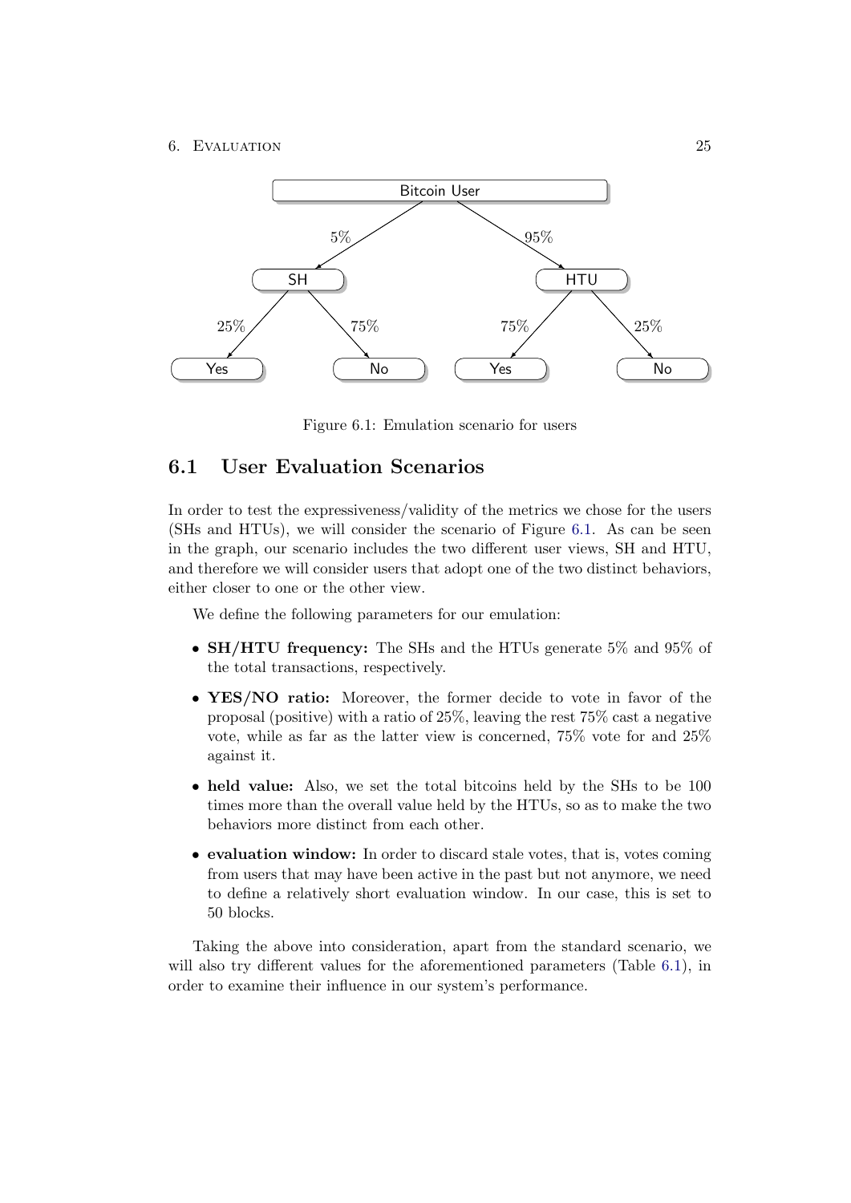Figure 6.1: Emulation scenario for users

## 6.1 User Evaluation Scenarios

In order to test the expressiveness/validity of the metrics we chose for the users (SHs and HTUs), we will consider the scenario of Figure 6.1. As can be seen in the graph, our scenario includes the two different user views, SH and HTU, and therefore we will consider users that adopt one of the two distinct behaviors, either closer to one or the other view.

We define the following parameters for our emulation:

- **SH/HTU frequency:** The SHs and the HTUs generate 5% and 95% of the total transactions, respectively.
- **YES/NO ratio:** Moreover, the former decide to vote in favor of the proposal (positive) with a ratio of 25%, leaving the rest 75% cast a negative vote, while as far as the latter view is concerned, 75% vote for and 25% against it.
- **held value:** Also, we set the total bitcoins held by the SHs to be 100 times more than the overall value held by the HTUs, so as to make the two behaviors more distinct from each other.
- **evaluation window:** In order to discard stale votes, that is, votes coming from users that may have been active in the past but not anymore, we need to define a relatively short evaluation window. In our case, this is set to 50 blocks.

Taking the above into consideration, apart from the standard scenario, we will also try different values for the aforementioned parameters (Table 6.1), in order to examine their influence in our system's performance.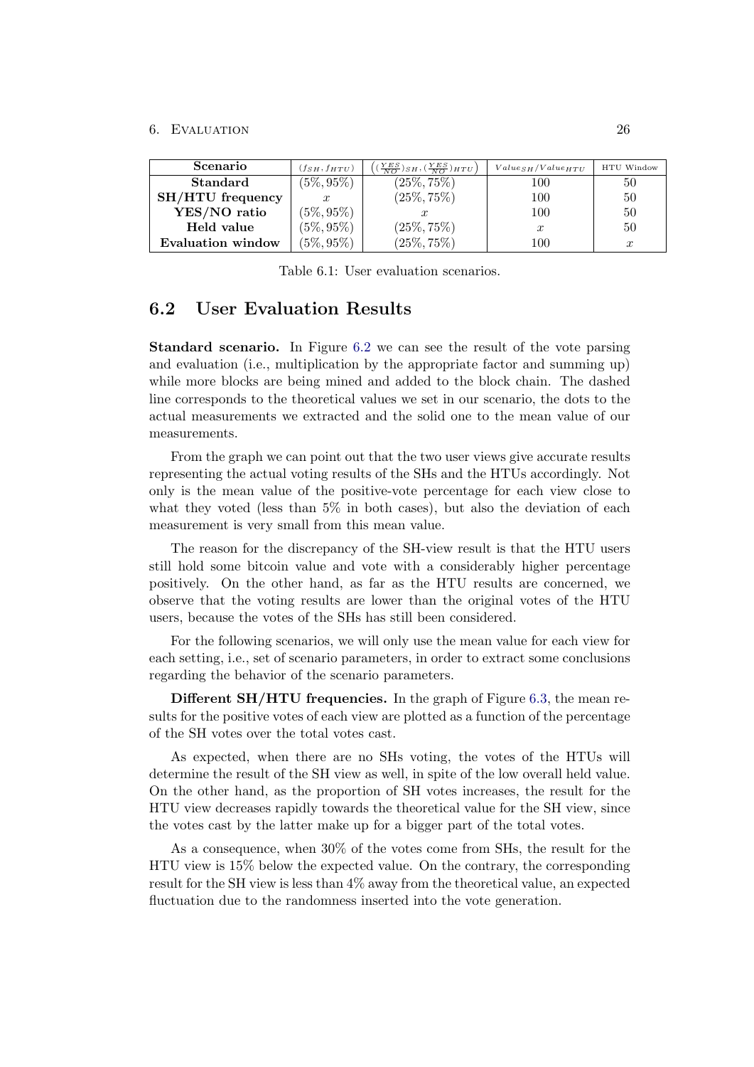| Scenario | $(f_{SH}, f_{HTU})$ | $\left((\frac{YES}{NO})_{SH}, (\frac{YES}{NO})_{HTU}\right)$ | $Value_{SH}/Value_{HTU}$ | HTU Window |
|---|---|---|---|---|
| **Standard** | $(5\%, 95\%)$ | $(25\%, 75\%)$ | 100 | 50 |
| **SH/HTU frequency** | $x$ | $(25\%, 75\%)$ | 100 | 50 |
| **YES/NO ratio** | $(5\%, 95\%)$ | $x$ | 100 | 50 |
| **Held value** | $(5\%, 95\%)$ | $(25\%, 75\%)$ | $x$ | 50 |
| **Evaluation window** | $(5\%, 95\%)$ | $(25\%, 75\%)$ | 100 | $x$ |

Table 6.1: User evaluation scenarios.

## 6.2 User Evaluation Results

**Standard scenario.** In Figure 6.2 we can see the result of the vote parsing and evaluation (i.e., multiplication by the appropriate factor and summing up) while more blocks are being mined and added to the block chain. The dashed line corresponds to the theoretical values we set in our scenario, the dots to the actual measurements we extracted and the solid one to the mean value of our measurements.

From the graph we can point out that the two user views give accurate results representing the actual voting results of the SHs and the HTUs accordingly. Not only is the mean value of the positive-vote percentage for each view close to what they voted (less than 5% in both cases), but also the deviation of each measurement is very small from this mean value.

The reason for the discrepancy of the SH-view result is that the HTU users still hold some bitcoin value and vote with a considerably higher percentage positively. On the other hand, as far as the HTU results are concerned, we observe that the voting results are lower than the original votes of the HTU users, because the votes of the SHs has still been considered.

For the following scenarios, we will only use the mean value for each view for each setting, i.e., set of scenario parameters, in order to extract some conclusions regarding the behavior of the scenario parameters.

**Different SH/HTU frequencies.** In the graph of Figure 6.3, the mean results for the positive votes of each view are plotted as a function of the percentage of the SH votes over the total votes cast.

As expected, when there are no SHs voting, the votes of the HTUs will determine the result of the SH view as well, in spite of the low overall held value. On the other hand, as the proportion of SH votes increases, the result for the HTU view decreases rapidly towards the theoretical value for the SH view, since the votes cast by the latter make up for a bigger part of the total votes.

As a consequence, when 30% of the votes come from SHs, the result for the HTU view is 15% below the expected value. On the contrary, the corresponding result for the SH view is less than 4% away from the theoretical value, an expected fluctuation due to the randomness inserted into the vote generation.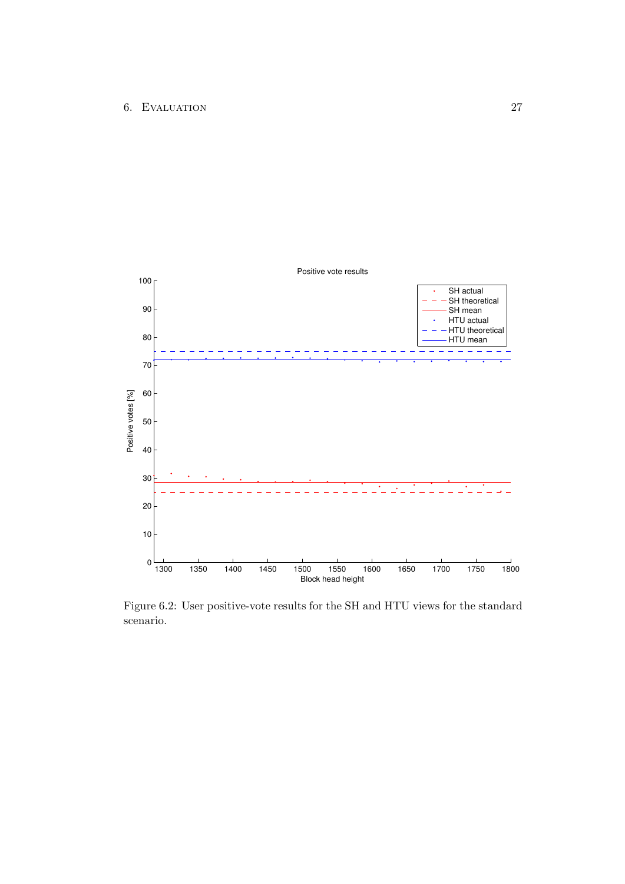Figure 6.2: User positive-vote results for the SH and HTU views for the standard scenario.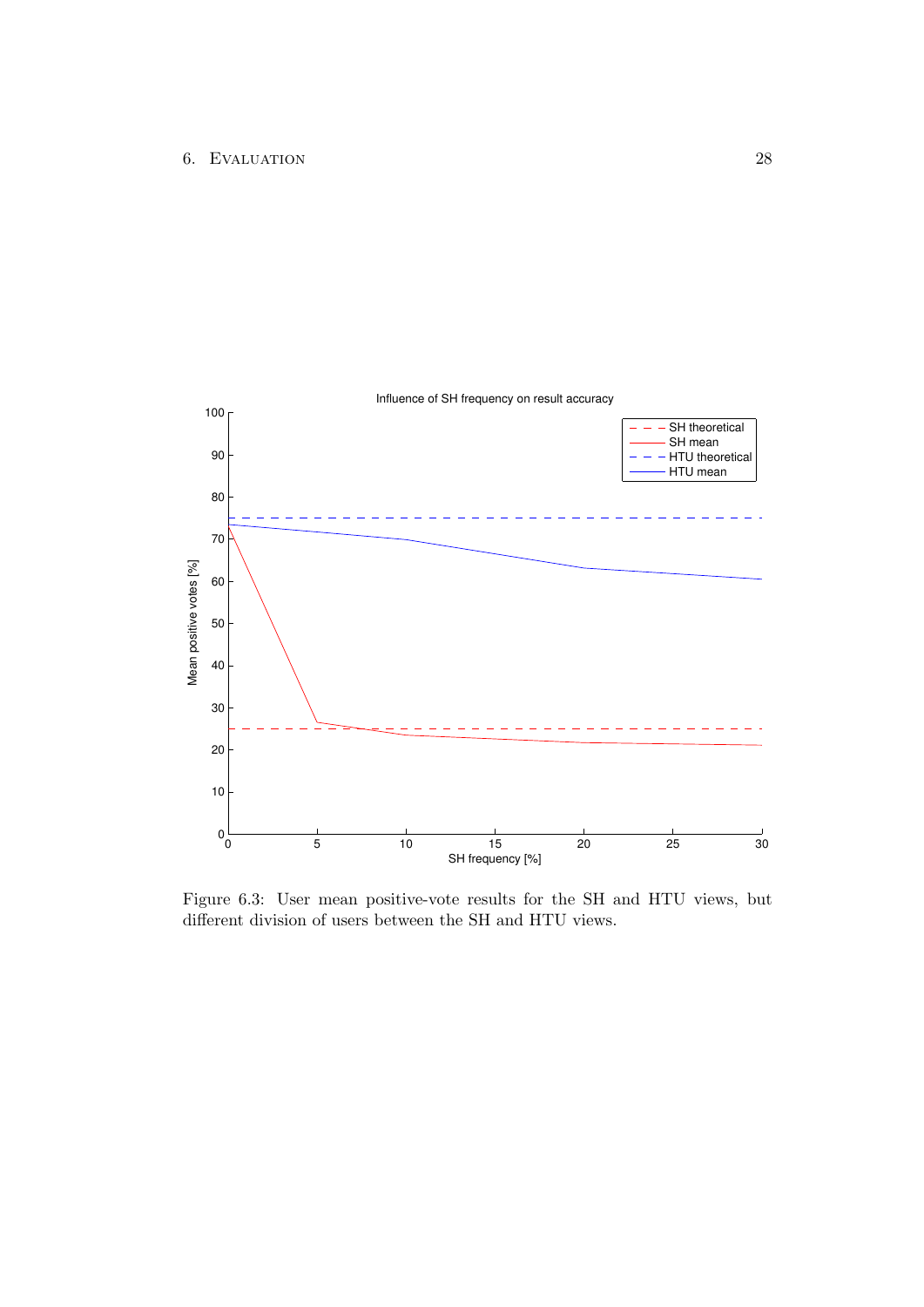Figure 6.3: User mean positive-vote results for the SH and HTU views, but different division of users between the SH and HTU views.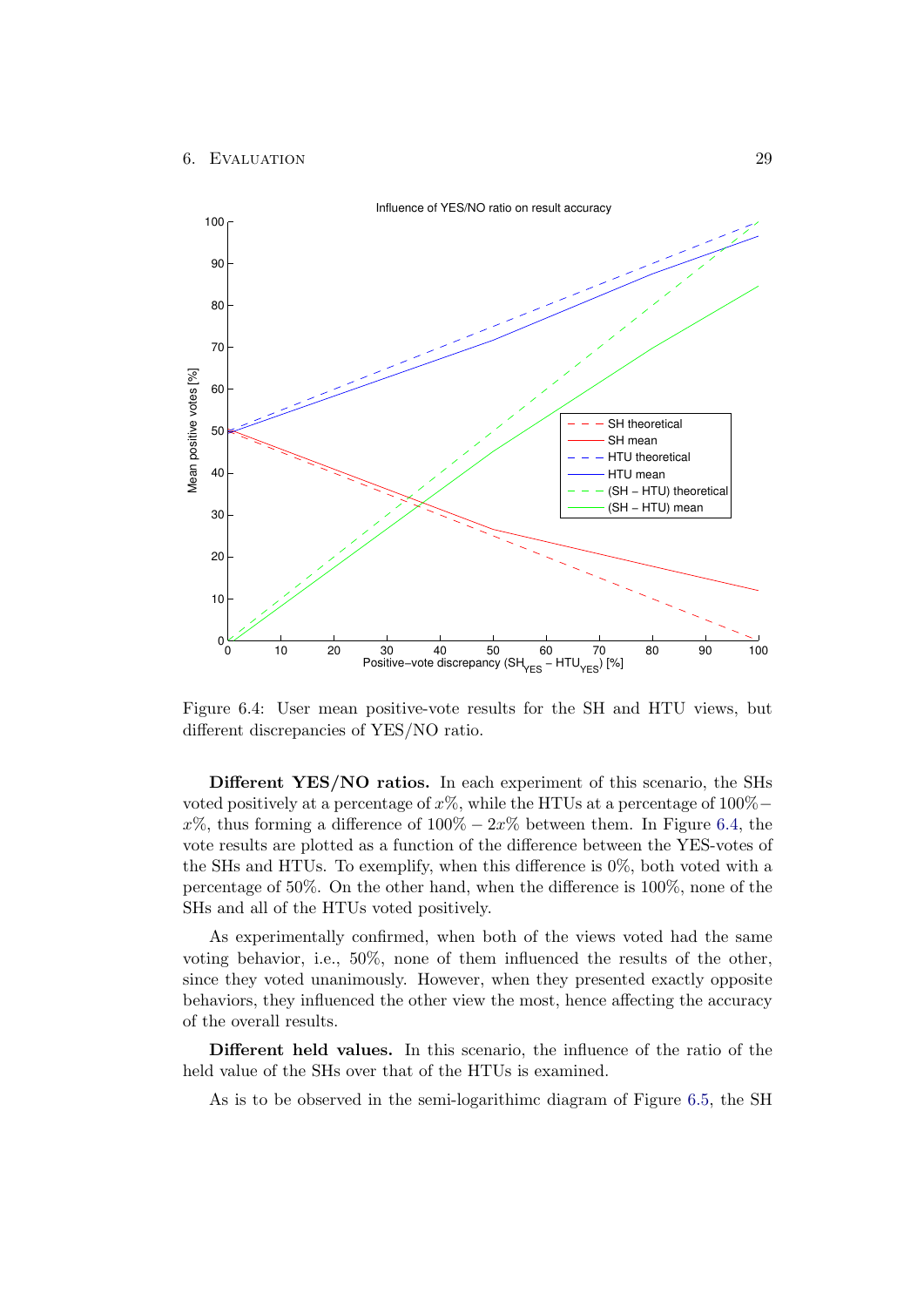Figure 6.4: User mean positive-vote results for the SH and HTU views, but different discrepancies of YES/NO ratio.

**Different YES/NO ratios.** In each experiment of this scenario, the SHs voted positively at a percentage of $x\%$, while the HTUs at a percentage of $100\% - x\%$, thus forming a difference of $100\% - 2x\%$ between them. In Figure 6.4, the vote results are plotted as a function of the difference between the YES-votes of the SHs and HTUs. To exemplify, when this difference is 0%, both voted with a percentage of 50%. On the other hand, when the difference is 100%, none of the SHs and all of the HTUs voted positively.

As experimentally confirmed, when both of the views voted had the same voting behavior, i.e., 50%, none of them influenced the results of the other, since they voted unanimously. However, when they presented exactly opposite behaviors, they influenced the other view the most, hence affecting the accuracy of the overall results.

**Different held values.** In this scenario, the influence of the ratio of the held value of the SHs over that of the HTUs is examined.

As is to be observed in the semi-logarithimc diagram of Figure 6.5, the SH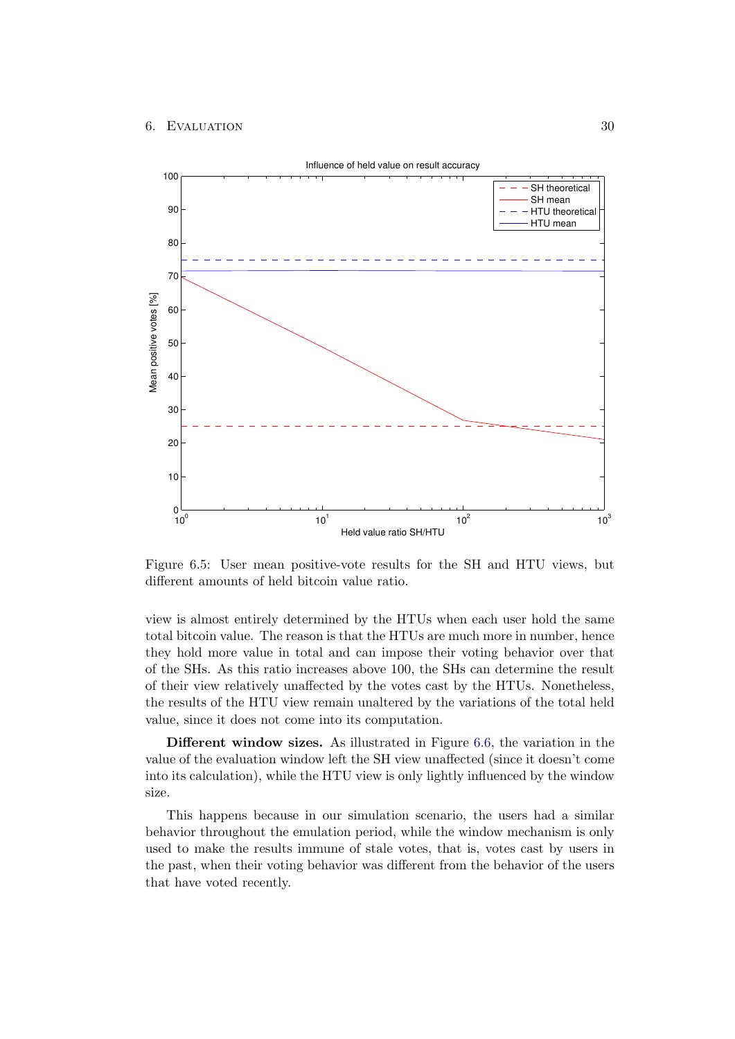Figure 6.5: User mean positive-vote results for the SH and HTU views, but different amounts of held bitcoin value ratio.

view is almost entirely determined by the HTUs when each user hold the same total bitcoin value. The reason is that the HTUs are much more in number, hence they hold more value in total and can impose their voting behavior over that of the SHs. As this ratio increases above 100, the SHs can determine the result of their view relatively unaffected by the votes cast by the HTUs. Nonetheless, the results of the HTU view remain unaltered by the variations of the total held value, since it does not come into its computation.

**Different window sizes.** As illustrated in Figure 6.6, the variation in the value of the evaluation window left the SH view unaffected (since it doesn't come into its calculation), while the HTU view is only lightly influenced by the window size.

This happens because in our simulation scenario, the users had a similar behavior throughout the emulation period, while the window mechanism is only used to make the results immune of stale votes, that is, votes cast by users in the past, when their voting behavior was different from the behavior of the users that have voted recently.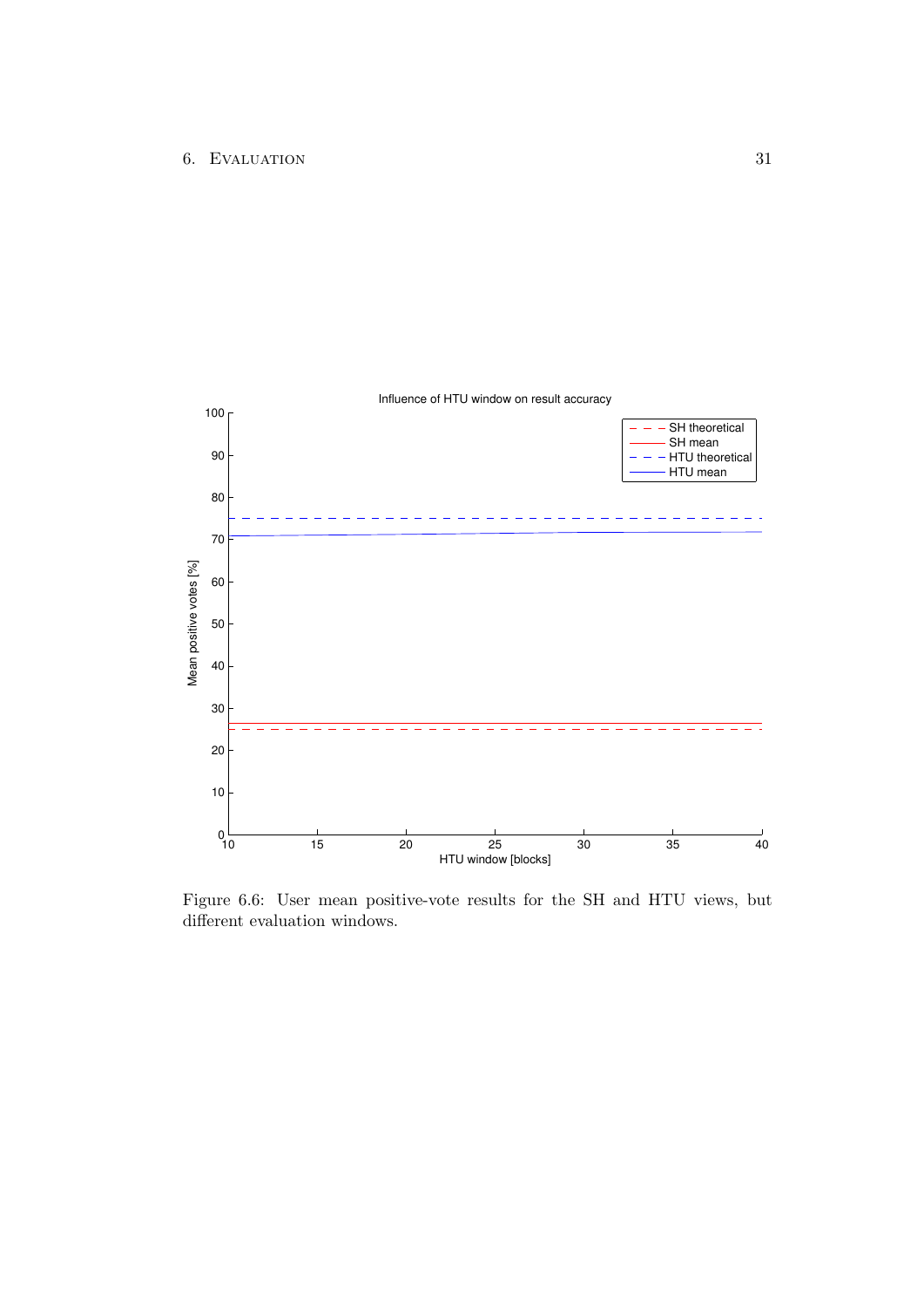Figure 6.6: User mean positive-vote results for the SH and HTU views, but different evaluation windows.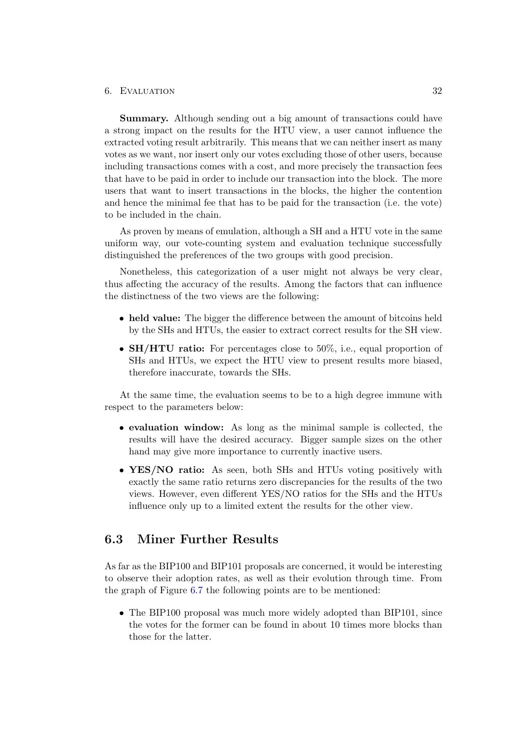**Summary.** Although sending out a big amount of transactions could have a strong impact on the results for the HTU view, a user cannot influence the extracted voting result arbitrarily. This means that we can neither insert as many votes as we want, nor insert only our votes excluding those of other users, because including transactions comes with a cost, and more precisely the transaction fees that have to be paid in order to include our transaction into the block. The more users that want to insert transactions in the blocks, the higher the contention and hence the minimal fee that has to be paid for the transaction (i.e. the vote) to be included in the chain.

As proven by means of emulation, although a SH and a HTU vote in the same uniform way, our vote-counting system and evaluation technique successfully distinguished the preferences of the two groups with good precision.

Nonetheless, this categorization of a user might not always be very clear, thus affecting the accuracy of the results. Among the factors that can influence the distinctness of the two views are the following:

- **held value:** The bigger the difference between the amount of bitcoins held by the SHs and HTUs, the easier to extract correct results for the SH view.
- **SH/HTU ratio:** For percentages close to 50%, i.e., equal proportion of SHs and HTUs, we expect the HTU view to present results more biased, therefore inaccurate, towards the SHs.

At the same time, the evaluation seems to be to a high degree immune with respect to the parameters below:

- **evaluation window:** As long as the minimal sample is collected, the results will have the desired accuracy. Bigger sample sizes on the other hand may give more importance to currently inactive users.
- **YES/NO ratio:** As seen, both SHs and HTUs voting positively with exactly the same ratio returns zero discrepancies for the results of the two views. However, even different YES/NO ratios for the SHs and the HTUs influence only up to a limited extent the results for the other view.

## 6.3 Miner Further Results

As far as the BIP100 and BIP101 proposals are concerned, it would be interesting to observe their adoption rates, as well as their evolution through time. From the graph of Figure 6.7 the following points are to be mentioned:

- The BIP100 proposal was much more widely adopted than BIP101, since the votes for the former can be found in about 10 times more blocks than those for the latter.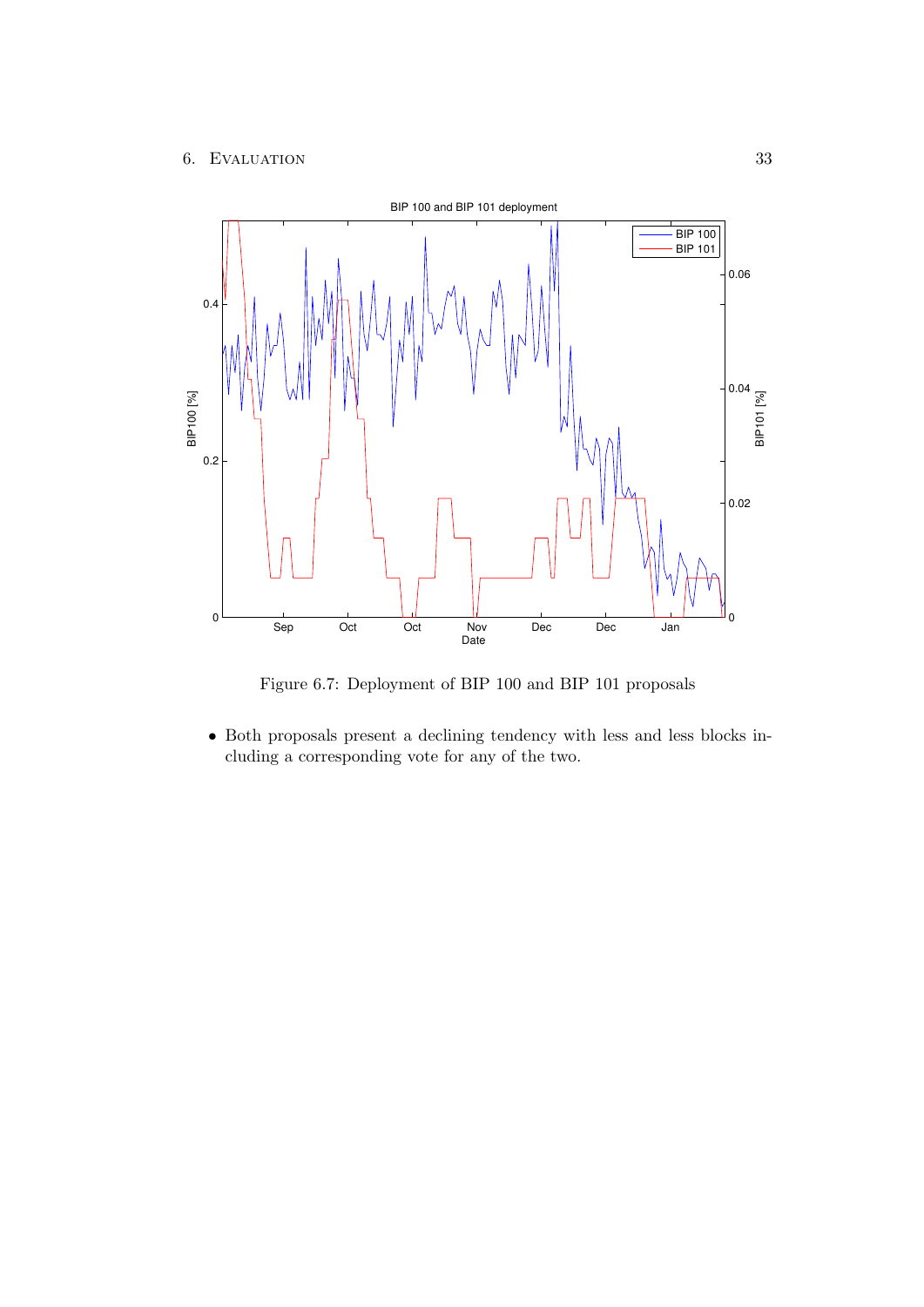Figure 6.7: Deployment of BIP 100 and BIP 101 proposals

- Both proposals present a declining tendency with less and less blocks including a corresponding vote for any of the two.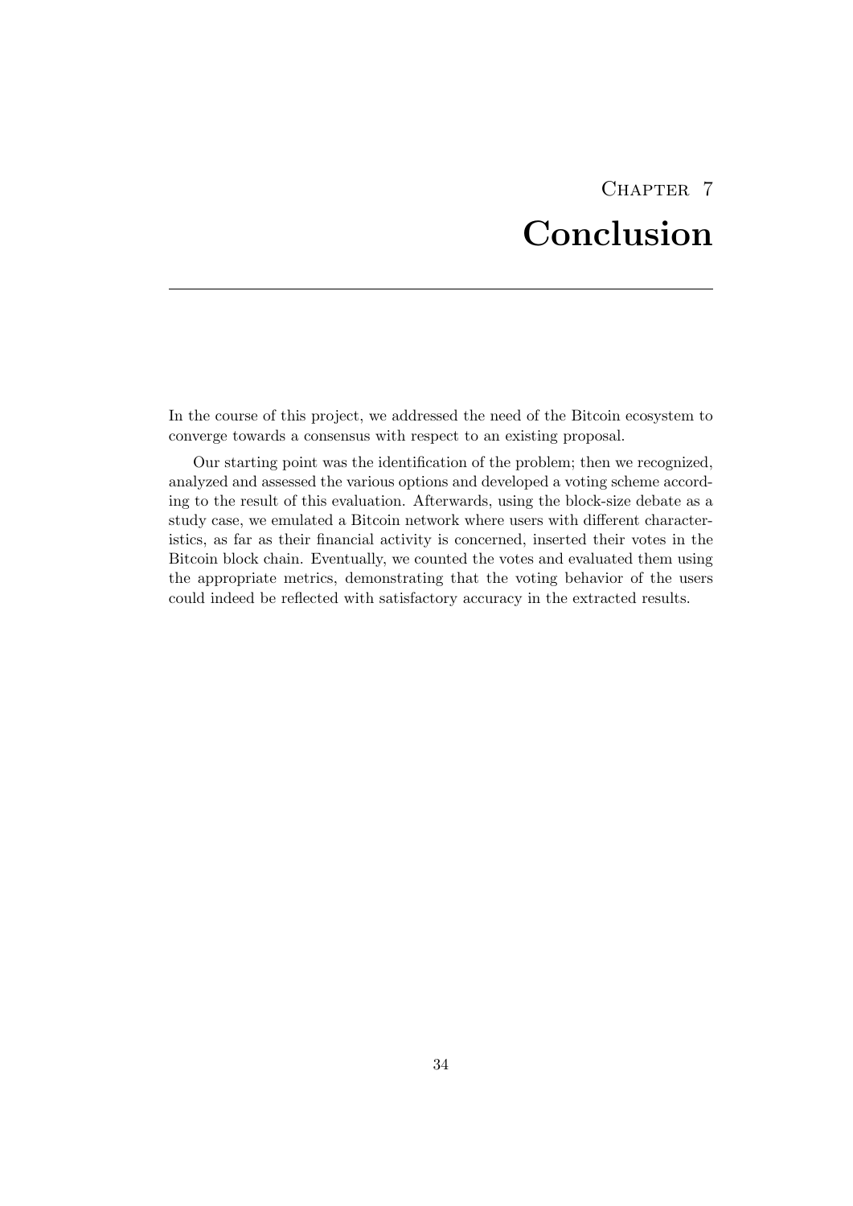# Chapter 7
# Conclusion

In the course of this project, we addressed the need of the Bitcoin ecosystem to converge towards a consensus with respect to an existing proposal.

Our starting point was the identification of the problem; then we recognized, analyzed and assessed the various options and developed a voting scheme according to the result of this evaluation. Afterwards, using the block-size debate as a study case, we emulated a Bitcoin network where users with different characteristics, as far as their financial activity is concerned, inserted their votes in the Bitcoin block chain. Eventually, we counted the votes and evaluated them using the appropriate metrics, demonstrating that the voting behavior of the users could indeed be reflected with satisfactory accuracy in the extracted results.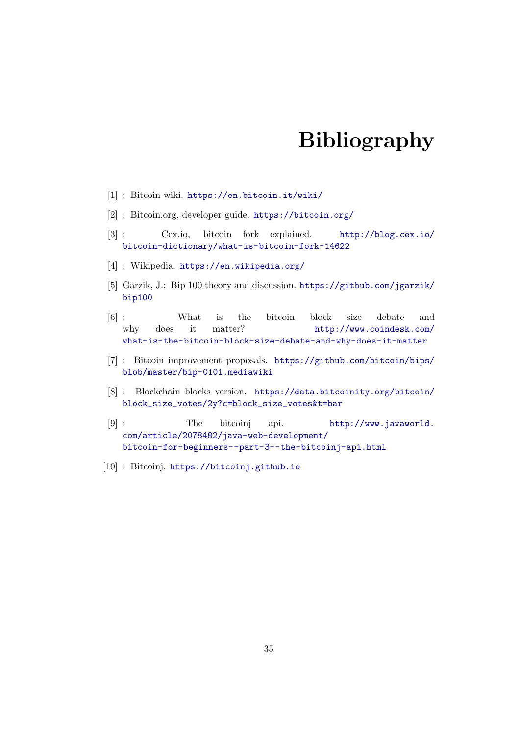# Bibliography

[1] : Bitcoin wiki. https://en.bitcoin.it/wiki/

[2] : Bitcoin.org, developer guide. https://bitcoin.org/

[3] : Cex.io, bitcoin fork explained. http://blog.cex.io/bitcoin-dictionary/what-is-bitcoin-fork-14622

[4] : Wikipedia. https://en.wikipedia.org/

[5] Garzik, J.: Bip 100 theory and discussion. https://github.com/jgarzik/bip100

[6] : What is the bitcoin block size debate and why does it matter? http://www.coindesk.com/what-is-the-bitcoin-block-size-debate-and-why-does-it-matter

[7] : Bitcoin improvement proposals. https://github.com/bitcoin/bips/blob/master/bip-0101.mediawiki

[8] : Blockchain blocks version. https://data.bitcoinity.org/bitcoin/block_size_votes/2y?c=block_size_votes&t=bar

[9] : The bitcoinj api. http://www.javaworld.com/article/2078482/java-web-development/bitcoin-for-beginners--part-3--the-bitcoinj-api.html

[10] : Bitcoinj. https://bitcoinj.github.io